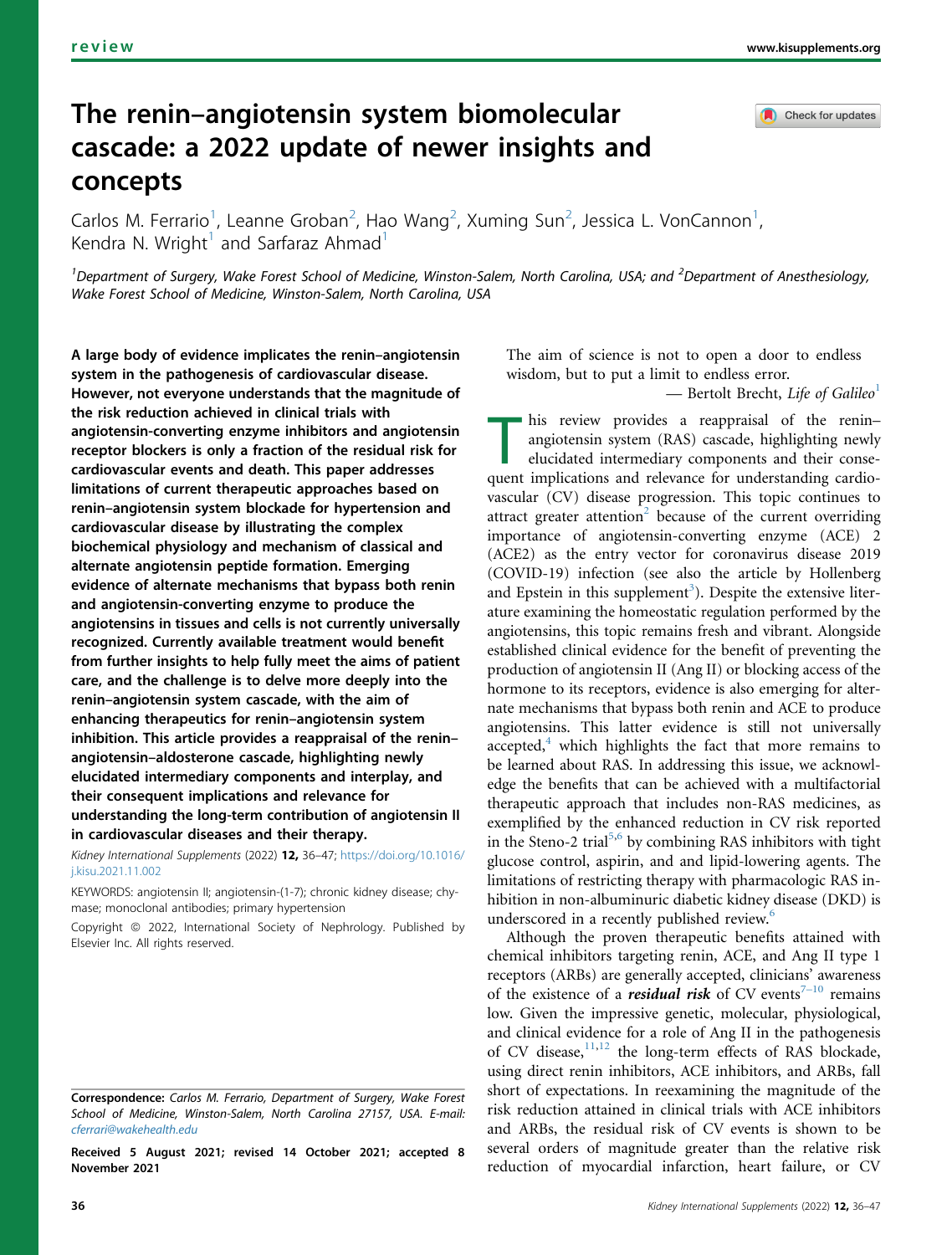# The renin–angiotensin system biomolecular cascade: a 2022 update of newer insights and concepts

Carlos M. Ferrario[1], Leanne Groban[2], Hao Wang[2], Xuming Sun[2], Jessica L. VonCannon[1], Kendra N. Wright[1] and Sarfaraz Ahmad[1]

[1]Department of Surgery, Wake Forest School of Medicine, Winston-Salem, North Carolina, USA; and [2]Department of Anesthesiology, Wake Forest School of Medicine, Winston-Salem, North Carolina, USA

**A large body of evidence implicates the renin–angiotensin system in the pathogenesis of cardiovascular disease. However, not everyone understands that the magnitude of the risk reduction achieved in clinical trials with angiotensin-converting enzyme inhibitors and angiotensin receptor blockers is only a fraction of the residual risk for cardiovascular events and death. This paper addresses limitations of current therapeutic approaches based on renin–angiotensin system blockade for hypertension and cardiovascular disease by illustrating the complex biochemical physiology and mechanism of classical and alternate angiotensin peptide formation. Emerging evidence of alternate mechanisms that bypass both renin and angiotensin-converting enzyme to produce the angiotensins in tissues and cells is not currently universally recognized. Currently available treatment would benefit from further insights to help fully meet the aims of patient care, and the challenge is to delve more deeply into the renin–angiotensin system cascade, with the aim of enhancing therapeutics for renin–angiotensin system inhibition. This article provides a reappraisal of the renin–angiotensin–aldosterone cascade, highlighting newly elucidated intermediary components and interplay, and their consequent implications and relevance for understanding the long-term contribution of angiotensin II in cardiovascular diseases and their therapy.**

*Kidney International Supplements* (2022) **12,** 36–47; https://doi.org/10.1016/j.kisu.2021.11.002

KEYWORDS: angiotensin II; angiotensin-(1-7); chronic kidney disease; chymase; monoclonal antibodies; primary hypertension

Copyright © 2022, International Society of Nephrology. Published by Elsevier Inc. All rights reserved.

**Correspondence:** *Carlos M. Ferrario, Department of Surgery, Wake Forest School of Medicine, Winston-Salem, North Carolina 27157, USA. E-mail: cferrari@wakehealth.edu*

**Received 5 August 2021; revised 14 October 2021; accepted 8 November 2021**

> The aim of science is not to open a door to endless wisdom, but to put a limit to endless error.
>
> — Bertolt Brecht, *Life of Galileo*[1]

This review provides a reappraisal of the renin–angiotensin system (RAS) cascade, highlighting newly elucidated intermediary components and their consequent implications and relevance for understanding cardiovascular (CV) disease progression. This topic continues to attract greater attention[2] because of the current overriding importance of angiotensin-converting enzyme (ACE) 2 (ACE2) as the entry vector for coronavirus disease 2019 (COVID-19) infection (see also the article by Hollenberg and Epstein in this supplement[3]). Despite the extensive literature examining the homeostatic regulation performed by the angiotensins, this topic remains fresh and vibrant. Alongside established clinical evidence for the benefit of preventing the production of angiotensin II (Ang II) or blocking access of the hormone to its receptors, evidence is also emerging for alternate mechanisms that bypass both renin and ACE to produce angiotensins. This latter evidence is still not universally accepted,[4] which highlights the fact that more remains to be learned about RAS. In addressing this issue, we acknowledge the benefits that can be achieved with a multifactorial therapeutic approach that includes non-RAS medicines, as exemplified by the enhanced reduction in CV risk reported in the Steno-2 trial[5,6] by combining RAS inhibitors with tight glucose control, aspirin, and and lipid-lowering agents. The limitations of restricting therapy with pharmacologic RAS inhibition in non-albuminuric diabetic kidney disease (DKD) is underscored in a recently published review.[6]

Although the proven therapeutic benefits attained with chemical inhibitors targeting renin, ACE, and Ang II type 1 receptors (ARBs) are generally accepted, clinicians' awareness of the existence of a ***residual risk*** of CV events[7–10] remains low. Given the impressive genetic, molecular, physiological, and clinical evidence for a role of Ang II in the pathogenesis of CV disease,[11,12] the long-term effects of RAS blockade, using direct renin inhibitors, ACE inhibitors, and ARBs, fall short of expectations. In reexamining the magnitude of the risk reduction attained in clinical trials with ACE inhibitors and ARBs, the residual risk of CV events is shown to be several orders of magnitude greater than the relative risk reduction of myocardial infarction, heart failure, or CV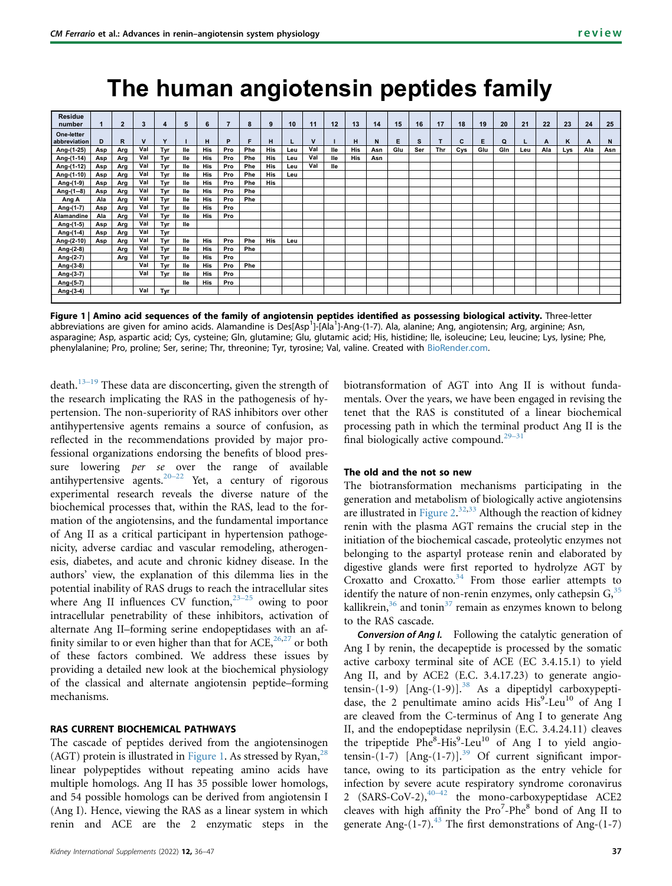# The human angiotensin peptides family

| Residue number | 1 | 2 | 3 | 4 | 5 | 6 | 7 | 8 | 9 | 10 | 11 | 12 | 13 | 14 | 15 | 16 | 17 | 18 | 19 | 20 | 21 | 22 | 23 | 24 | 25 |
|---|---|---|---|---|---|---|---|---|---|---|---|---|---|---|---|---|---|---|---|---|---|---|---|---|---|
| One-letter abbreviation | D | R | V | Y | I | H | P | F | H | L | V | I | H | N | E | S | T | C | E | Q | L | A | K | A | N |
| Ang-(1-25) | Asp | Arg | Val | Tyr | Ile | His | Pro | Phe | His | Leu | Val | Ile | His | Asn | Glu | Ser | Thr | Cys | Glu | Gln | Leu | Ala | Lys | Ala | Asn |
| Ang-(1-14) | Asp | Arg | Val | Tyr | Ile | His | Pro | Phe | His | Leu | Val | Ile | His | Asn | | | | | | | | | | | |
| Ang-(1-12) | Asp | Arg | Val | Tyr | Ile | His | Pro | Phe | His | Leu | Val | Ile | | | | | | | | | | | | | |
| Ang-(1-10) | Asp | Arg | Val | Tyr | Ile | His | Pro | Phe | His | Leu | | | | | | | | | | | | | | | |
| Ang-(1-9) | Asp | Arg | Val | Tyr | Ile | His | Pro | Phe | His | | | | | | | | | | | | | | | | |
| Ang-(1–8) | Asp | Arg | Val | Tyr | Ile | His | Pro | Phe | | | | | | | | | | | | | | | | | |
| Ang A | Ala | Arg | Val | Tyr | Ile | His | Pro | Phe | | | | | | | | | | | | | | | | | |
| Ang-(1-7) | Asp | Arg | Val | Tyr | Ile | His | Pro | | | | | | | | | | | | | | | | | | |
| Alamandine | Ala | Arg | Val | Tyr | Ile | His | Pro | | | | | | | | | | | | | | | | | | |
| Ang-(1-5) | Asp | Arg | Val | Tyr | Ile | | | | | | | | | | | | | | | | | | | | |
| Ang-(1-4) | Asp | Arg | Val | Tyr | | | | | | | | | | | | | | | | | | | | | |
| Ang-(2-10) | Asp | Arg | Val | Tyr | Ile | His | Pro | Phe | His | Leu | | | | | | | | | | | | | | | |
| Ang-(2-8) | | Arg | Val | Tyr | Ile | His | Pro | Phe | | | | | | | | | | | | | | | | | |
| Ang-(2-7) | | Arg | Val | Tyr | Ile | His | Pro | | | | | | | | | | | | | | | | | | |
| Ang-(3-8) | | | Val | Tyr | Ile | His | Pro | Phe | | | | | | | | | | | | | | | | | |
| Ang-(3-7) | | | Val | Tyr | Ile | His | Pro | | | | | | | | | | | | | | | | | | |
| Ang-(5-7) | | | | | Ile | His | Pro | | | | | | | | | | | | | | | | | | |
| Ang-(3-4) | | | Val | Tyr | | | | | | | | | | | | | | | | | | | | | |

**Figure 1 | Amino acid sequences of the family of angiotensin peptides identified as possessing biological activity.** Three-letter abbreviations are given for amino acids. Alamandine is Des[Asp[1]]-[Ala[1]]-Ang-(1-7). Ala, alanine; Ang, angiotensin; Arg, arginine; Asn, asparagine; Asp, aspartic acid; Cys, cysteine; Gln, glutamine; Glu, glutamic acid; His, histidine; Ile, isoleucine; Leu, leucine; Lys, lysine; Phe, phenylalanine; Pro, proline; Ser, serine; Thr, threonine; Tyr, tyrosine; Val, valine. Created with BioRender.com.

death.[13–19] These data are disconcerting, given the strength of the research implicating the RAS in the pathogenesis of hypertension. The non-superiority of RAS inhibitors over other antihypertensive agents remains a source of confusion, as reflected in the recommendations provided by major professional organizations endorsing the benefits of blood pressure lowering *per se* over the range of available antihypertensive agents.[20–22] Yet, a century of rigorous experimental research reveals the diverse nature of the biochemical processes that, within the RAS, lead to the formation of the angiotensins, and the fundamental importance of Ang II as a critical participant in hypertension pathogenicity, adverse cardiac and vascular remodeling, atherogenesis, diabetes, and acute and chronic kidney disease. In the authors' view, the explanation of this dilemma lies in the potential inability of RAS drugs to reach the intracellular sites where Ang II influences CV function,[23–25] owing to poor intracellular penetrability of these inhibitors, activation of alternate Ang II–forming serine endopeptidases with an affinity similar to or even higher than that for ACE,[26,27] or both of these factors combined. We address these issues by providing a detailed new look at the biochemical physiology of the classical and alternate angiotensin peptide–forming mechanisms.

## RAS CURRENT BIOCHEMICAL PATHWAYS

The cascade of peptides derived from the angiotensinogen (AGT) protein is illustrated in Figure 1. As stressed by Ryan,[28] linear polypeptides without repeating amino acids have multiple homologs. Ang II has 35 possible lower homologs, and 54 possible homologs can be derived from angiotensin I (Ang I). Hence, viewing the RAS as a linear system in which renin and ACE are the 2 enzymatic steps in the biotransformation of AGT into Ang II is without fundamentals. Over the years, we have been engaged in revising the tenet that the RAS is constituted of a linear biochemical processing path in which the terminal product Ang II is the final biologically active compound.[29–31]

### The old and the not so new

The biotransformation mechanisms participating in the generation and metabolism of biologically active angiotensins are illustrated in Figure 2.[32,33] Although the reaction of kidney renin with the plasma AGT remains the crucial step in the initiation of the biochemical cascade, proteolytic enzymes not belonging to the aspartyl protease renin and elaborated by digestive glands were first reported to hydrolyze AGT by Croxatto and Croxatto.[34] From those earlier attempts to identify the nature of non-renin enzymes, only cathepsin G,[35] kallikrein,[36] and tonin[37] remain as enzymes known to belong to the RAS cascade.

***Conversion of Ang I.*** Following the catalytic generation of Ang I by renin, the decapeptide is processed by the somatic active carboxy terminal site of ACE (EC 3.4.15.1) to yield Ang II, and by ACE2 (E.C. 3.4.17.23) to generate angiotensin-(1-9) [Ang-(1-9)].[38] As a dipeptidyl carboxypeptidase, the 2 penultimate amino acids His[9]-Leu[10] of Ang I are cleaved from the C-terminus of Ang I to generate Ang II, and the endopeptidase neprilysin (E.C. 3.4.24.11) cleaves the tripeptide Phe[8]-His[9]-Leu[10] of Ang I to yield angiotensin-(1-7) [Ang-(1-7)].[39] Of current significant importance, owing to its participation as the entry vehicle for infection by severe acute respiratory syndrome coronavirus 2 (SARS-CoV-2),[40–42] the mono-carboxypeptidase ACE2 cleaves with high affinity the Pro[7]-Phe[8] bond of Ang II to generate Ang-(1-7).[43] The first demonstrations of Ang-(1-7)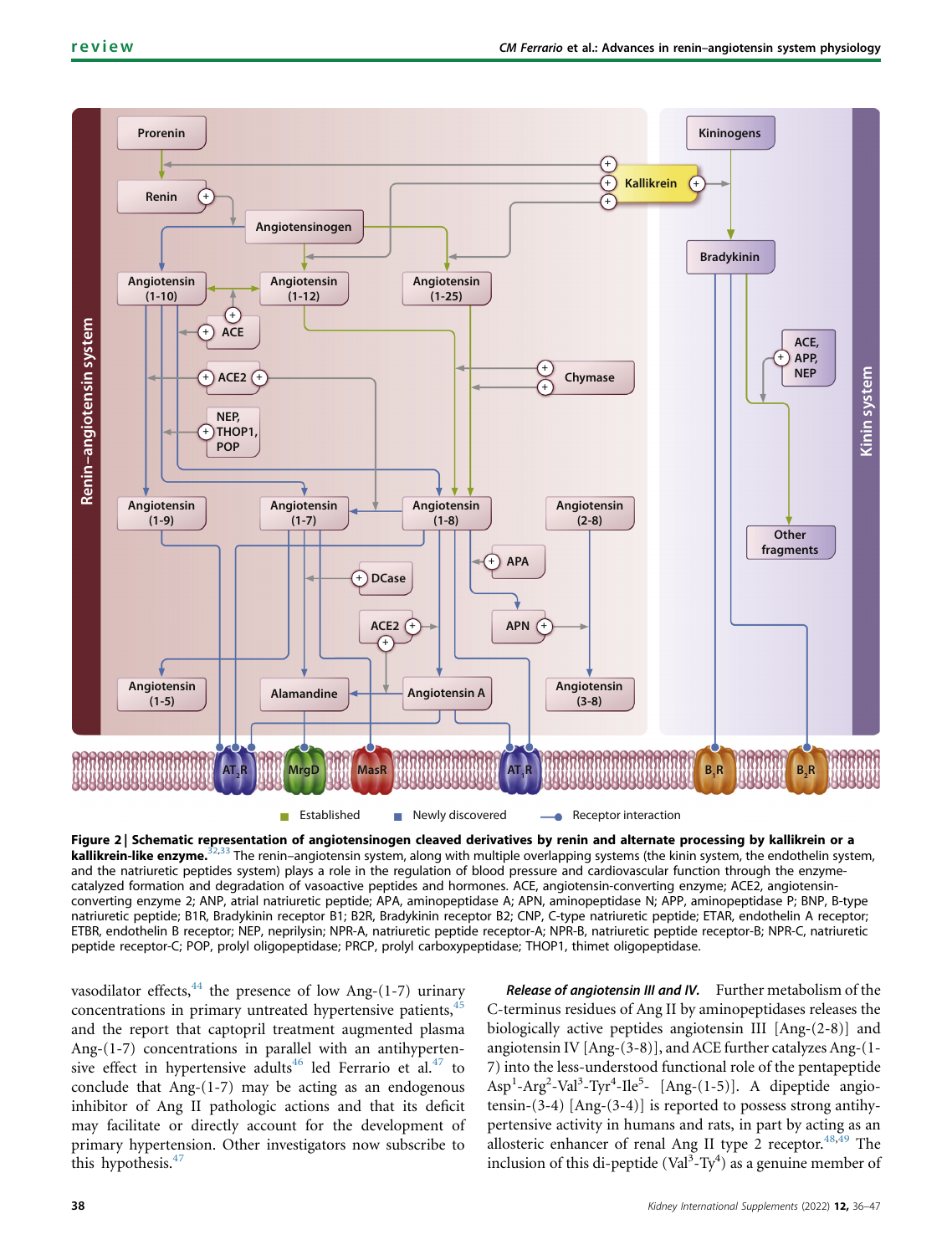**Figure 2 | Schematic representation of angiotensinogen cleaved derivatives by renin and alternate processing by kallikrein or a kallikrein-like enzyme.**[32,33] The renin–angiotensin system, along with multiple overlapping systems (the kinin system, the endothelin system, and the natriuretic peptides system) plays a role in the regulation of blood pressure and cardiovascular function through the enzyme-catalyzed formation and degradation of vasoactive peptides and hormones. ACE, angiotensin-converting enzyme; ACE2, angiotensin-converting enzyme 2; ANP, atrial natriuretic peptide; APA, aminopeptidase A; APN, aminopeptidase N; APP, aminopeptidase P; BNP, B-type natriuretic peptide; B1R, Bradykinin receptor B1; B2R, Bradykinin receptor B2; CNP, C-type natriuretic peptide; ETAR, endothelin A receptor; ETBR, endothelin B receptor; NEP, neprilysin; NPR-A, natriuretic peptide receptor-A; NPR-B, natriuretic peptide receptor-B; NPR-C, natriuretic peptide receptor-C; POP, prolyl oligopeptidase; PRCP, prolyl carboxypeptidase; THOP1, thimet oligopeptidase.

vasodilator effects,[44] the presence of low Ang-(1-7) urinary concentrations in primary untreated hypertensive patients,[45] and the report that captopril treatment augmented plasma Ang-(1-7) concentrations in parallel with an antihypertensive effect in hypertensive adults[46] led Ferrario et al.[47] to conclude that Ang-(1-7) may be acting as an endogenous inhibitor of Ang II pathologic actions and that its deficit may facilitate or directly account for the development of primary hypertension. Other investigators now subscribe to this hypothesis.[47]

***Release of angiotensin III and IV.*** Further metabolism of the C-terminus residues of Ang II by aminopeptidases releases the biologically active peptides angiotensin III [Ang-(2-8)] and angiotensin IV [Ang-(3-8)], and ACE further catalyzes Ang-(1-7) into the less-understood functional role of the pentapeptide Asp$^1$-Arg$^2$-Val$^3$-Tyr$^4$-Ile$^5$- [Ang-(1-5)]. A dipeptide angiotensin-(3-4) [Ang-(3-4)] is reported to possess strong antihypertensive activity in humans and rats, in part by acting as an allosteric enhancer of renal Ang II type 2 receptor.[48,49] The inclusion of this di-peptide (Val$^3$-Ty$^4$) as a genuine member of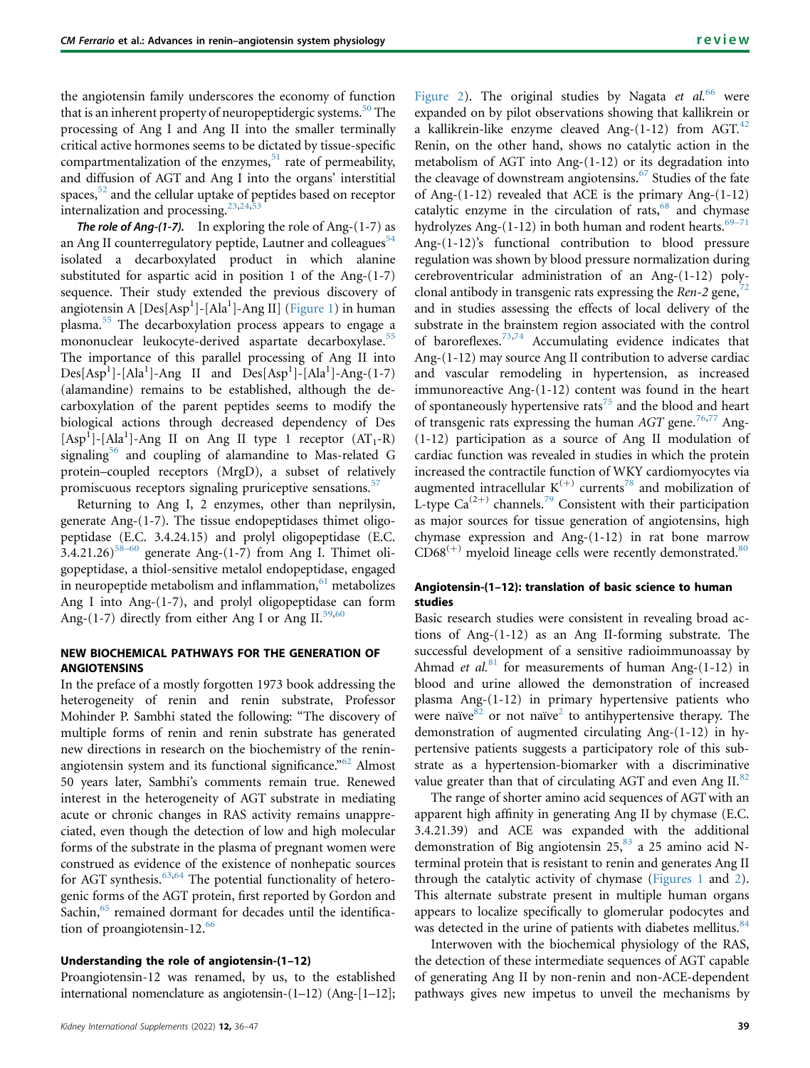the angiotensin family underscores the economy of function that is an inherent property of neuropeptidergic systems.[50] The processing of Ang I and Ang II into the smaller terminally critical active hormones seems to be dictated by tissue-specific compartmentalization of the enzymes,[51] rate of permeability, and diffusion of AGT and Ang I into the organs' interstitial spaces,[52] and the cellular uptake of peptides based on receptor internalization and processing.[23,24,53]

***The role of Ang-(1-7).*** In exploring the role of Ang-(1-7) as an Ang II counterregulatory peptide, Lautner and colleagues[54] isolated a decarboxylated product in which alanine substituted for aspartic acid in position 1 of the Ang-(1-7) sequence. Their study extended the previous discovery of angiotensin A [Des[Asp$^1$]-[Ala$^1$]-Ang II] (Figure 1) in human plasma.[55] The decarboxylation process appears to engage a mononuclear leukocyte-derived aspartate decarboxylase.[55] The importance of this parallel processing of Ang II into Des[Asp$^1$]-[Ala$^1$]-Ang II and Des[Asp$^1$]-[Ala$^1$]-Ang-(1-7) (alamandine) remains to be established, although the decarboxylation of the parent peptides seems to modify the biological actions through decreased dependency of Des [Asp$^1$]-[Ala$^1$]-Ang II on Ang II type 1 receptor ($AT_1$-R) signaling[56] and coupling of alamandine to Mas-related G protein–coupled receptors (MrgD), a subset of relatively promiscuous receptors signaling pruriceptive sensations.[57]

Returning to Ang I, 2 enzymes, other than neprilysin, generate Ang-(1-7). The tissue endopeptidases thimet oligopeptidase (E.C. 3.4.24.15) and prolyl oligopeptidase (E.C. 3.4.21.26)[58–60] generate Ang-(1-7) from Ang I. Thimet oligopeptidase, a thiol-sensitive metalol endopeptidase, engaged in neuropeptide metabolism and inflammation,[61] metabolizes Ang I into Ang-(1-7), and prolyl oligopeptidase can form Ang-(1-7) directly from either Ang I or Ang II.[59,60]

## NEW BIOCHEMICAL PATHWAYS FOR THE GENERATION OF ANGIOTENSINS

In the preface of a mostly forgotten 1973 book addressing the heterogeneity of renin and renin substrate, Professor Mohinder P. Sambhi stated the following: "The discovery of multiple forms of renin and renin substrate has generated new directions in research on the biochemistry of the renin-angiotensin system and its functional significance."[62] Almost 50 years later, Sambhi's comments remain true. Renewed interest in the heterogeneity of AGT substrate in mediating acute or chronic changes in RAS activity remains unappreciated, even though the detection of low and high molecular forms of the substrate in the plasma of pregnant women were construed as evidence of the existence of nonhepatic sources for AGT synthesis.[63,64] The potential functionality of heterogenic forms of the AGT protein, first reported by Gordon and Sachin,[65] remained dormant for decades until the identification of proangiotensin-12.[66]

### Understanding the role of angiotensin-(1–12)

Proangiotensin-12 was renamed, by us, to the established international nomenclature as angiotensin-(1–12) (Ang-[1–12]; Figure 2). The original studies by Nagata *et al.*[66] were expanded on by pilot observations showing that kallikrein or a kallikrein-like enzyme cleaved Ang-(1-12) from AGT.[42] Renin, on the other hand, shows no catalytic action in the metabolism of AGT into Ang-(1-12) or its degradation into the cleavage of downstream angiotensins.[67] Studies of the fate of Ang-(1-12) revealed that ACE is the primary Ang-(1-12) catalytic enzyme in the circulation of rats,[68] and chymase hydrolyzes Ang-(1-12) in both human and rodent hearts.[69–71] Ang-(1-12)'s functional contribution to blood pressure regulation was shown by blood pressure normalization during cerebroventricular administration of an Ang-(1-12) polyclonal antibody in transgenic rats expressing the *Ren-2* gene,[72] and in studies assessing the effects of local delivery of the substrate in the brainstem region associated with the control of baroreflexes.[73,74] Accumulating evidence indicates that Ang-(1-12) may source Ang II contribution to adverse cardiac and vascular remodeling in hypertension, as increased immunoreactive Ang-(1-12) content was found in the heart of spontaneously hypertensive rats[75] and the blood and heart of transgenic rats expressing the human *AGT* gene.[76,77] Ang-(1-12) participation as a source of Ang II modulation of cardiac function was revealed in studies in which the protein increased the contractile function of WKY cardiomyocytes via augmented intracellular $K^{(+)}$ currents[78] and mobilization of L-type $Ca^{(2+)}$ channels.[79] Consistent with their participation as major sources for tissue generation of angiotensins, high chymase expression and Ang-(1-12) in rat bone marrow $CD68^{(+)}$ myeloid lineage cells were recently demonstrated.[80]

### Angiotensin-(1–12): translation of basic science to human studies

Basic research studies were consistent in revealing broad actions of Ang-(1-12) as an Ang II-forming substrate. The successful development of a sensitive radioimmunoassay by Ahmad *et al.*[81] for measurements of human Ang-(1-12) in blood and urine allowed the demonstration of increased plasma Ang-(1-12) in primary hypertensive patients who were naïve[82] or not naïve[2] to antihypertensive therapy. The demonstration of augmented circulating Ang-(1-12) in hypertensive patients suggests a participatory role of this substrate as a hypertension-biomarker with a discriminative value greater than that of circulating AGT and even Ang II.[82]

The range of shorter amino acid sequences of AGT with an apparent high affinity in generating Ang II by chymase (E.C. 3.4.21.39) and ACE was expanded with the additional demonstration of Big angiotensin 25,[83] a 25 amino acid N-terminal protein that is resistant to renin and generates Ang II through the catalytic activity of chymase (Figures 1 and 2). This alternate substrate present in multiple human organs appears to localize specifically to glomerular podocytes and was detected in the urine of patients with diabetes mellitus.[84]

Interwoven with the biochemical physiology of the RAS, the detection of these intermediate sequences of AGT capable of generating Ang II by non-renin and non-ACE-dependent pathways gives new impetus to unveil the mechanisms by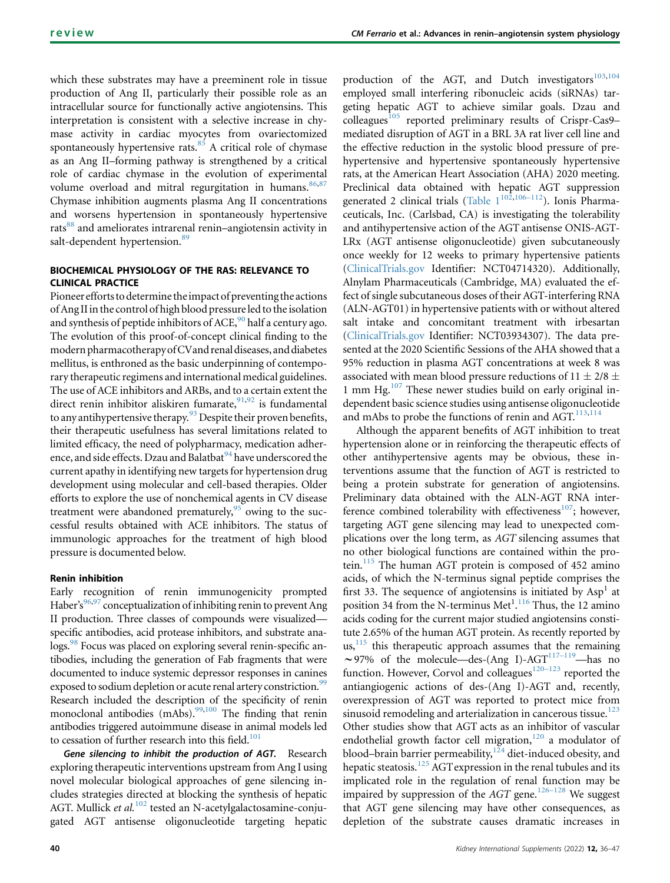which these substrates may have a preeminent role in tissue production of Ang II, particularly their possible role as an intracellular source for functionally active angiotensins. This interpretation is consistent with a selective increase in chymase activity in cardiac myocytes from ovariectomized spontaneously hypertensive rats.[85] A critical role of chymase as an Ang II–forming pathway is strengthened by a critical role of cardiac chymase in the evolution of experimental volume overload and mitral regurgitation in humans.[86,87] Chymase inhibition augments plasma Ang II concentrations and worsens hypertension in spontaneously hypertensive rats[88] and ameliorates intrarenal renin–angiotensin activity in salt-dependent hypertension.[89]

## BIOCHEMICAL PHYSIOLOGY OF THE RAS: RELEVANCE TO CLINICAL PRACTICE

Pioneer efforts to determine the impact of preventing the actions of Ang II in the control of high blood pressure led to the isolation and synthesis of peptide inhibitors of ACE,[90] half a century ago. The evolution of this proof-of-concept clinical finding to the modern pharmacotherapy of CV and renal diseases, and diabetes mellitus, is enthroned as the basic underpinning of contemporary therapeutic regimens and international medical guidelines. The use of ACE inhibitors and ARBs, and to a certain extent the direct renin inhibitor aliskiren fumarate,[91,92] is fundamental to any antihypertensive therapy.[93] Despite their proven benefits, their therapeutic usefulness has several limitations related to limited efficacy, the need of polypharmacy, medication adherence, and side effects. Dzau and Balatbat[94] have underscored the current apathy in identifying new targets for hypertension drug development using molecular and cell-based therapies. Older efforts to explore the use of nonchemical agents in CV disease treatment were abandoned prematurely,[95] owing to the successful results obtained with ACE inhibitors. The status of immunologic approaches for the treatment of high blood pressure is documented below.

### Renin inhibition

Early recognition of renin immunogenicity prompted Haber's[96,97] conceptualization of inhibiting renin to prevent Ang II production. Three classes of compounds were visualized—specific antibodies, acid protease inhibitors, and substrate analogs.[98] Focus was placed on exploring several renin-specific antibodies, including the generation of Fab fragments that were documented to induce systemic depressor responses in canines exposed to sodium depletion or acute renal artery constriction.[99] Research included the description of the specificity of renin monoclonal antibodies (mAbs).[99,100] The finding that renin antibodies triggered autoimmune disease in animal models led to cessation of further research into this field.[101]

***Gene silencing to inhibit the production of AGT.*** Research exploring therapeutic interventions upstream from Ang I using novel molecular biological approaches of gene silencing includes strategies directed at blocking the synthesis of hepatic AGT. Mullick *et al.*[102] tested an N-acetylgalactosamine-conjugated AGT antisense oligonucleotide targeting hepatic production of the AGT, and Dutch investigators[103,104] employed small interfering ribonucleic acids (siRNAs) targeting hepatic AGT to achieve similar goals. Dzau and colleagues[105] reported preliminary results of Crispr-Cas9–mediated disruption of AGT in a BRL 3A rat liver cell line and the effective reduction in the systolic blood pressure of prehypertensive and hypertensive spontaneously hypertensive rats, at the American Heart Association (AHA) 2020 meeting. Preclinical data obtained with hepatic AGT suppression generated 2 clinical trials (Table 1[102,106–112]). Ionis Pharmaceuticals, Inc. (Carlsbad, CA) is investigating the tolerability and antihypertensive action of the AGT antisense ONIS-AGT-LRx (AGT antisense oligonucleotide) given subcutaneously once weekly for 12 weeks to primary hypertensive patients (ClinicalTrials.gov Identifier: NCT04714320). Additionally, Alnylam Pharmaceuticals (Cambridge, MA) evaluated the effect of single subcutaneous doses of their AGT-interfering RNA (ALN-AGT01) in hypertensive patients with or without altered salt intake and concomitant treatment with irbesartan (ClinicalTrials.gov Identifier: NCT03934307). The data presented at the 2020 Scientific Sessions of the AHA showed that a 95% reduction in plasma AGT concentrations at week 8 was associated with mean blood pressure reductions of 11 $\pm$ 2/8 $\pm$ 1 mm Hg.[107] These newer studies build on early original independent basic science studies using antisense oligonucleotide and mAbs to probe the functions of renin and AGT.[113,114]

Although the apparent benefits of AGT inhibition to treat hypertension alone or in reinforcing the therapeutic effects of other antihypertensive agents may be obvious, these interventions assume that the function of AGT is restricted to being a protein substrate for generation of angiotensins. Preliminary data obtained with the ALN-AGT RNA interference combined tolerability with effectiveness[107]; however, targeting AGT gene silencing may lead to unexpected complications over the long term, as *AGT* silencing assumes that no other biological functions are contained within the protein.[115] The human AGT protein is composed of 452 amino acids, of which the N-terminus signal peptide comprises the first 33. The sequence of angiotensins is initiated by $Asp^1$ at position 34 from the N-terminus $Met^1$.[116] Thus, the 12 amino acids coding for the current major studied angiotensins constitute 2.65% of the human AGT protein. As recently reported by us,[115] this therapeutic approach assumes that the remaining ~97% of the molecule—des-(Ang I)-AGT[117–119]—has no function. However, Corvol and colleagues[120–123] reported the antiangiogenic actions of des-(Ang I)-AGT and, recently, overexpression of AGT was reported to protect mice from sinusoid remodeling and arterialization in cancerous tissue.[123] Other studies show that AGT acts as an inhibitor of vascular endothelial growth factor cell migration,[120] a modulator of blood–brain barrier permeability,[124] diet-induced obesity, and hepatic steatosis.[125] AGT expression in the renal tubules and its implicated role in the regulation of renal function may be impaired by suppression of the *AGT* gene.[126–128] We suggest that AGT gene silencing may have other consequences, as depletion of the substrate causes dramatic increases in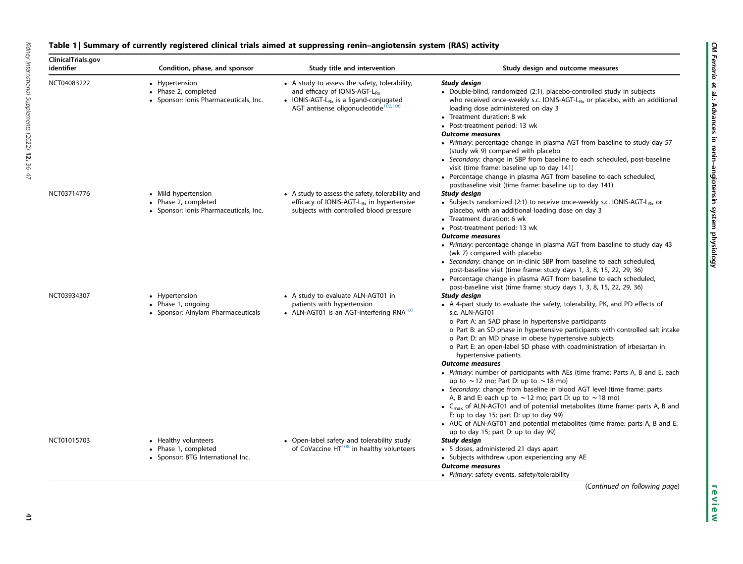**Table 1 | Summary of currently registered clinical trials aimed at suppressing renin–angiotensin system (RAS) activity**

| ClinicalTrials.gov identifier | Condition, phase, and sponsor | Study title and intervention | Study design and outcome measures |
|---|---|---|---|
| NCT04083222 | • Hypertension<br>• Phase 2, completed<br>• Sponsor: Ionis Pharmaceuticals, Inc. | • A study to assess the safety, tolerability, and efficacy of IONIS-AGT-$L_{Rx}$<br>• IONIS-AGT-$L_{Rx}$ is a ligand-conjugated AGT antisense oligonucleotide[102,106] | ***Study design***<br>• Double-blind, randomized (2:1), placebo-controlled study in subjects who received once-weekly s.c. IONIS-AGT-$L_{Rx}$ or placebo, with an additional loading dose administered on day 3<br>• Treatment duration: 8 wk<br>• Post-treatment period: 13 wk<br>***Outcome measures***<br>• *Primary*: percentage change in plasma AGT from baseline to study day 57 (study wk 9) compared with placebo<br>• *Secondary*: change in SBP from baseline to each scheduled, post-baseline visit (time frame: baseline up to day 141)<br>• Percentage change in plasma AGT from baseline to each scheduled, postbaseline visit (time frame: baseline up to day 141) |
| NCT03714776 | • Mild hypertension<br>• Phase 2, completed<br>• Sponsor: Ionis Pharmaceuticals, Inc. | • A study to assess the safety, tolerability and efficacy of IONIS-AGT-$L_{Rx}$ in hypertensive subjects with controlled blood pressure | ***Study design***<br>• Subjects randomized (2:1) to receive once-weekly s.c. IONIS-AGT-$L_{Rx}$ or placebo, with an additional loading dose on day 3<br>• Treatment duration: 6 wk<br>• Post-treatment period: 13 wk<br>***Outcome measures***<br>• *Primary*: percentage change in plasma AGT from baseline to study day 43 (wk 7) compared with placebo<br>• *Secondary*: change on in-clinic SBP from baseline to each scheduled, post-baseline visit (time frame: study days 1, 3, 8, 15, 22, 29, 36)<br>• Percentage change in plasma AGT from baseline to each scheduled, post-baseline visit (time frame: study days 1, 3, 8, 15, 22, 29, 36) |
| NCT03934307 | • Hypertension<br>• Phase 1, ongoing<br>• Sponsor: Alnylam Pharmaceuticals | • A study to evaluate ALN-AGT01 in patients with hypertension<br>• ALN-AGT01 is an AGT-interfering RNA[107] | ***Study design***<br>• A 4-part study to evaluate the safety, tolerability, PK, and PD effects of s.c. ALN-AGT01<br>o Part A: an SAD phase in hypertensive participants<br>o Part B: an SD phase in hypertensive participants with controlled salt intake<br>o Part D: an MD phase in obese hypertensive subjects<br>o Part E: an open-label SD phase with coadministration of irbesartan in hypertensive patients<br>***Outcome measures***<br>• *Primary*: number of participants with AEs (time frame: Parts A, B and E, each up to ∼12 mo; Part D: up to ∼18 mo)<br>• *Secondary*: change from baseline in blood AGT level (time frame: parts A, B and E: each up to ∼12 mo; part D: up to ∼18 mo)<br>• $C_{max}$ of ALN-AGT01 and of potential metabolites (time frame: parts A, B and E: up to day 15; part D: up to day 99)<br>• AUC of ALN-AGT01 and potential metabolites (time frame: parts A, B and E: up to day 15; part D: up to day 99) |
| NCT01015703 | • Healthy volunteers<br>• Phase 1, completed<br>• Sponsor: BTG International Inc. | • Open-label safety and tolerability study of CoVaccine HT[108] in healthy volunteers | ***Study design***<br>• 5 doses, administered 21 days apart<br>• Subjects withdrew upon experiencing any AE<br>***Outcome measures***<br>• *Primary*: safety events, safety/tolerability |

(*Continued on following page*)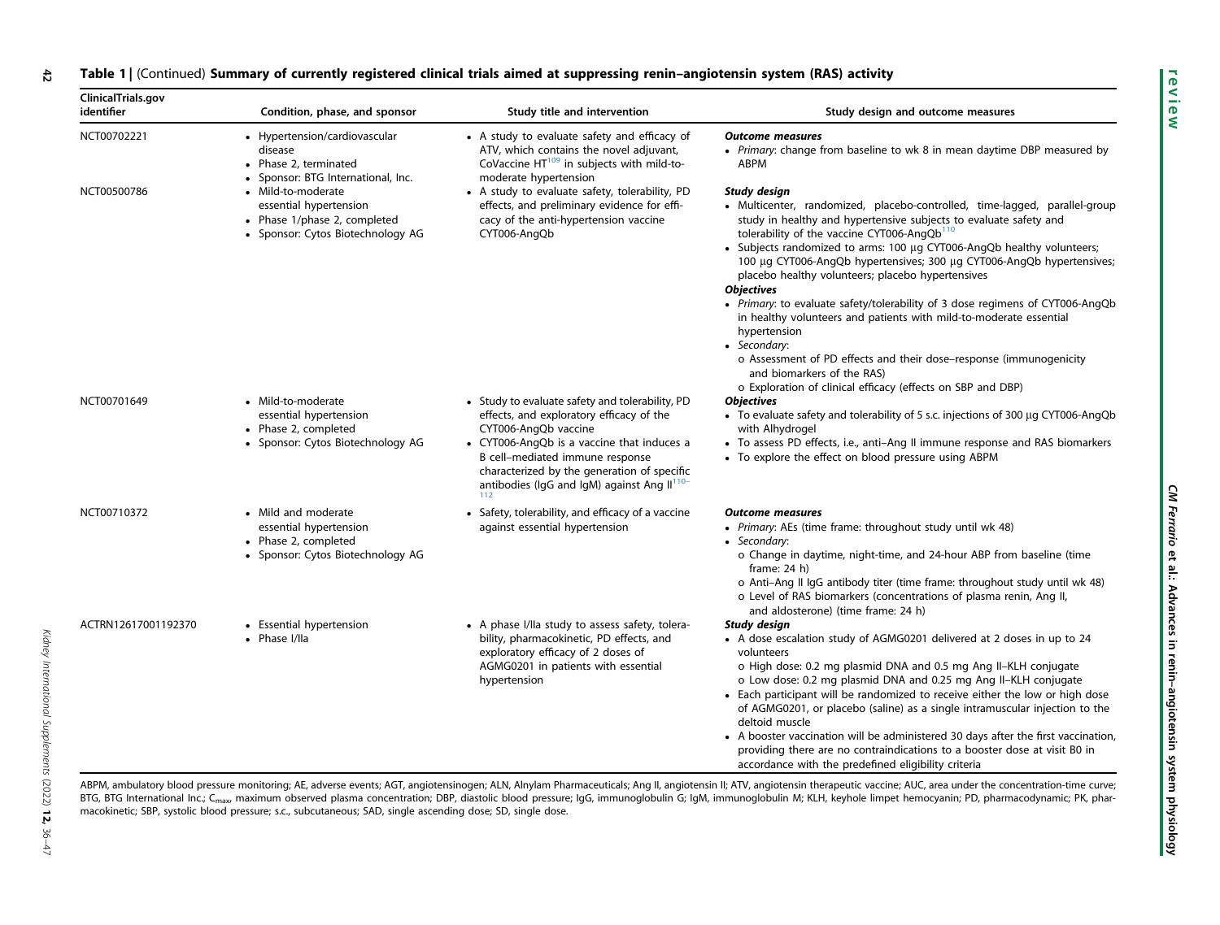**Table 1 | (Continued) Summary of currently registered clinical trials aimed at suppressing renin–angiotensin system (RAS) activity**

| ClinicalTrials.gov identifier | Condition, phase, and sponsor | Study title and intervention | Study design and outcome measures |
|---|---|---|---|
| NCT00702221 | • Hypertension/cardiovascular disease<br>• Phase 2, terminated<br>• Sponsor: BTG International, Inc. | • A study to evaluate safety and efficacy of ATV, which contains the novel adjuvant, CoVaccine HT[109] in subjects with mild-to-moderate hypertension | ***Outcome measures***<br>• *Primary*: change from baseline to wk 8 in mean daytime DBP measured by ABPM |
| NCT00500786 | • Mild-to-moderate essential hypertension<br>• Phase 1/phase 2, completed<br>• Sponsor: Cytos Biotechnology AG | • A study to evaluate safety, tolerability, PD effects, and preliminary evidence for efficacy of the anti-hypertension vaccine CYT006-AngQb | ***Study design***<br>• Multicenter, randomized, placebo-controlled, time-lagged, parallel-group study in healthy and hypertensive subjects to evaluate safety and tolerability of the vaccine CYT006-AngQb[110]<br>• Subjects randomized to arms: 100 μg CYT006-AngQb healthy volunteers; 100 μg CYT006-AngQb hypertensives; 300 μg CYT006-AngQb hypertensives; placebo healthy volunteers; placebo hypertensives<br>***Objectives***<br>• *Primary*: to evaluate safety/tolerability of 3 dose regimens of CYT006-AngQb in healthy volunteers and patients with mild-to-moderate essential hypertension<br>• *Secondary*:<br>o Assessment of PD effects and their dose–response (immunogenicity and biomarkers of the RAS)<br>o Exploration of clinical efficacy (effects on SBP and DBP) |
| NCT00701649 | • Mild-to-moderate essential hypertension<br>• Phase 2, completed<br>• Sponsor: Cytos Biotechnology AG | • Study to evaluate safety and tolerability, PD effects, and exploratory efficacy of the CYT006-AngQb vaccine<br>• CYT006-AngQb is a vaccine that induces a B cell–mediated immune response characterized by the generation of specific antibodies (IgG and IgM) against Ang II[110–112] | ***Objectives***<br>• To evaluate safety and tolerability of 5 s.c. injections of 300 μg CYT006-AngQb with Alhydrogel<br>• To assess PD effects, i.e., anti–Ang II immune response and RAS biomarkers<br>• To explore the effect on blood pressure using ABPM |
| NCT00710372 | • Mild and moderate essential hypertension<br>• Phase 2, completed<br>• Sponsor: Cytos Biotechnology AG | • Safety, tolerability, and efficacy of a vaccine against essential hypertension | ***Outcome measures***<br>• *Primary*: AEs (time frame: throughout study until wk 48)<br>• *Secondary*:<br>o Change in daytime, night-time, and 24-hour ABP from baseline (time frame: 24 h)<br>o Anti–Ang II IgG antibody titer (time frame: throughout study until wk 48)<br>o Level of RAS biomarkers (concentrations of plasma renin, Ang II, and aldosterone) (time frame: 24 h) |
| ACTRN12617001192370 | • Essential hypertension<br>• Phase I/IIa | • A phase I/IIa study to assess safety, tolerability, pharmacokinetic, PD effects, and exploratory efficacy of 2 doses of AGMG0201 in patients with essential hypertension | ***Study design***<br>• A dose escalation study of AGMG0201 delivered at 2 doses in up to 24 volunteers<br>o High dose: 0.2 mg plasmid DNA and 0.5 mg Ang II–KLH conjugate<br>o Low dose: 0.2 mg plasmid DNA and 0.25 mg Ang II–KLH conjugate<br>• Each participant will be randomized to receive either the low or high dose of AGMG0201, or placebo (saline) as a single intramuscular injection to the deltoid muscle<br>• A booster vaccination will be administered 30 days after the first vaccination, providing there are no contraindications to a booster dose at visit B0 in accordance with the predefined eligibility criteria |

ABPM, ambulatory blood pressure monitoring; AE, adverse events; AGT, angiotensinogen; ALN, Alnylam Pharmaceuticals; Ang II, angiotensin II; ATV, angiotensin therapeutic vaccine; AUC, area under the concentration-time curve; BTG, BTG International Inc.; $C_{max}$, maximum observed plasma concentration; DBP, diastolic blood pressure; IgG, immunoglobulin G; IgM, immunoglobulin M; KLH, keyhole limpet hemocyanin; PD, pharmacodynamic; PK, pharmacokinetic; SBP, systolic blood pressure; s.c., subcutaneous; SAD, single ascending dose; SD, single dose.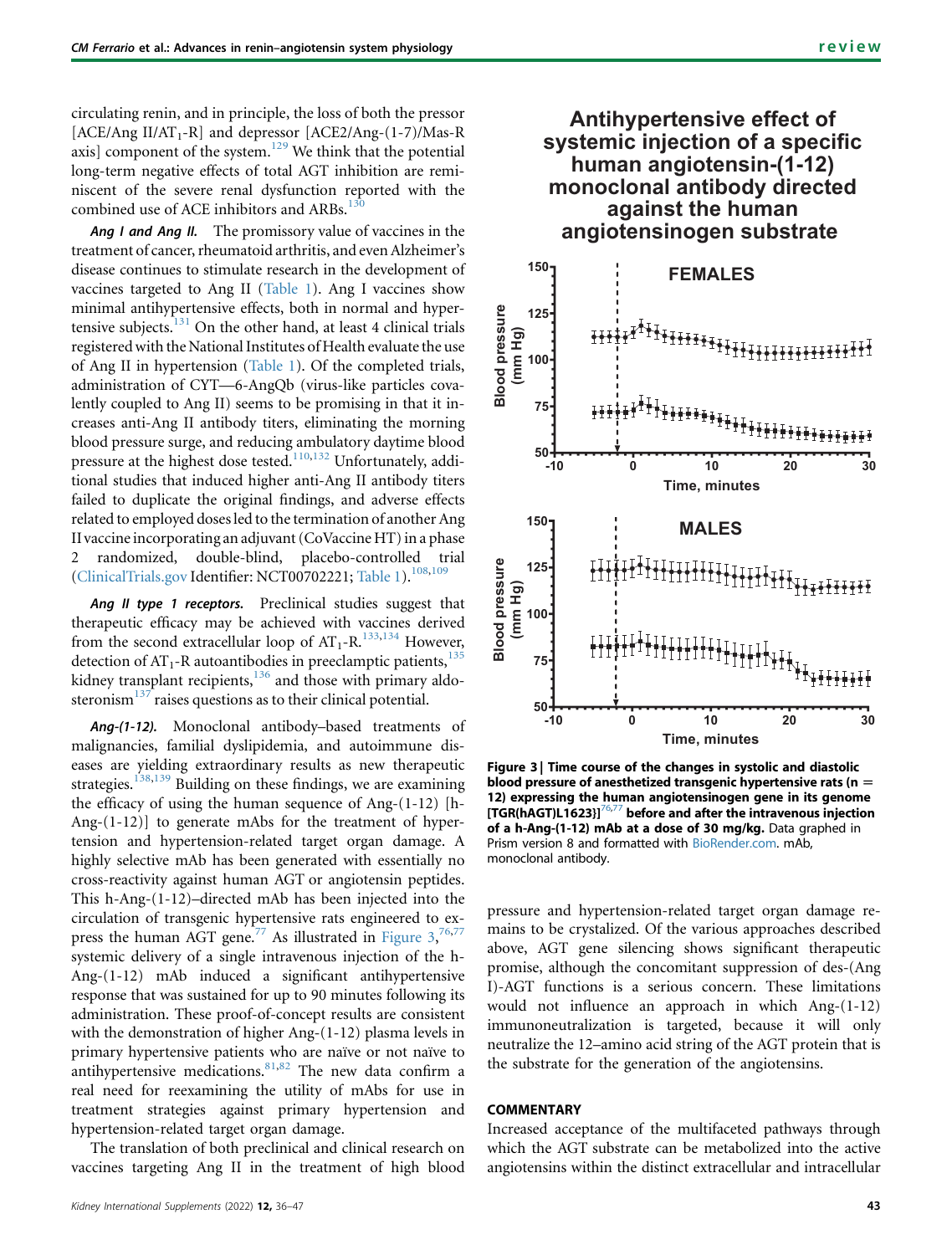circulating renin, and in principle, the loss of both the pressor [ACE/Ang II/$AT_1$-R] and depressor [ACE2/Ang-(1-7)/Mas-R axis] component of the system.[129] We think that the potential long-term negative effects of total AGT inhibition are reminiscent of the severe renal dysfunction reported with the combined use of ACE inhibitors and ARBs.[130]

***Ang I and Ang II.*** The promissory value of vaccines in the treatment of cancer, rheumatoid arthritis, and even Alzheimer's disease continues to stimulate research in the development of vaccines targeted to Ang II (Table 1). Ang I vaccines show minimal antihypertensive effects, both in normal and hypertensive subjects.[131] On the other hand, at least 4 clinical trials registered with the National Institutes of Health evaluate the use of Ang II in hypertension (Table 1). Of the completed trials, administration of CYT—6-AngQb (virus-like particles covalently coupled to Ang II) seems to be promising in that it increases anti-Ang II antibody titers, eliminating the morning blood pressure surge, and reducing ambulatory daytime blood pressure at the highest dose tested.[110,132] Unfortunately, additional studies that induced higher anti-Ang II antibody titers failed to duplicate the original findings, and adverse effects related to employed doses led to the termination of another Ang II vaccine incorporating an adjuvant (CoVaccine HT) in a phase 2 randomized, double-blind, placebo-controlled trial (ClinicalTrials.gov Identifier: NCT00702221; Table 1).[108,109]

***Ang II type 1 receptors.*** Preclinical studies suggest that therapeutic efficacy may be achieved with vaccines derived from the second extracellular loop of $AT_1$-R.[133,134] However, detection of $AT_1$-R autoantibodies in preeclamptic patients,[135] kidney transplant recipients,[136] and those with primary aldosteronism[137] raises questions as to their clinical potential.

***Ang-(1-12).*** Monoclonal antibody–based treatments of malignancies, familial dyslipidemia, and autoimmune diseases are yielding extraordinary results as new therapeutic strategies.[138,139] Building on these findings, we are examining the efficacy of using the human sequence of Ang-(1-12) [h-Ang-(1-12)] to generate mAbs for the treatment of hypertension and hypertension-related target organ damage. A highly selective mAb has been generated with essentially no cross-reactivity against human AGT or angiotensin peptides. This h-Ang-(1-12)–directed mAb has been injected into the circulation of transgenic hypertensive rats engineered to express the human AGT gene.[77] As illustrated in Figure 3,[76,77] systemic delivery of a single intravenous injection of the h-Ang-(1-12) mAb induced a significant antihypertensive response that was sustained for up to 90 minutes following its administration. These proof-of-concept results are consistent with the demonstration of higher Ang-(1-12) plasma levels in primary hypertensive patients who are naïve or not naïve to antihypertensive medications.[81,82] The new data confirm a real need for reexamining the utility of mAbs for use in treatment strategies against primary hypertension and hypertension-related target organ damage.

The translation of both preclinical and clinical research on vaccines targeting Ang II in the treatment of high blood pressure and hypertension-related target organ damage remains to be crystalized. Of the various approaches described above, AGT gene silencing shows significant therapeutic promise, although the concomitant suppression of des-(Ang I)-AGT functions is a serious concern. These limitations would not influence an approach in which Ang-(1-12) immunoneutralization is targeted, because it will only neutralize the 12–amino acid string of the AGT protein that is the substrate for the generation of the angiotensins.

**Antihypertensive effect of systemic injection of a specific human angiotensin-(1-12) monoclonal antibody directed against the human angiotensinogen substrate**

**Figure 3 | Time course of the changes in systolic and diastolic blood pressure of anesthetized transgenic hypertensive rats (n = 12) expressing the human angiotensinogen gene in its genome [TGR(hAGT)L1623)][76,77] before and after the intravenous injection of a h-Ang-(1-12) mAb at a dose of 30 mg/kg.** Data graphed in Prism version 8 and formatted with BioRender.com. mAb, monoclonal antibody.

## COMMENTARY

Increased acceptance of the multifaceted pathways through which the AGT substrate can be metabolized into the active angiotensins within the distinct extracellular and intracellular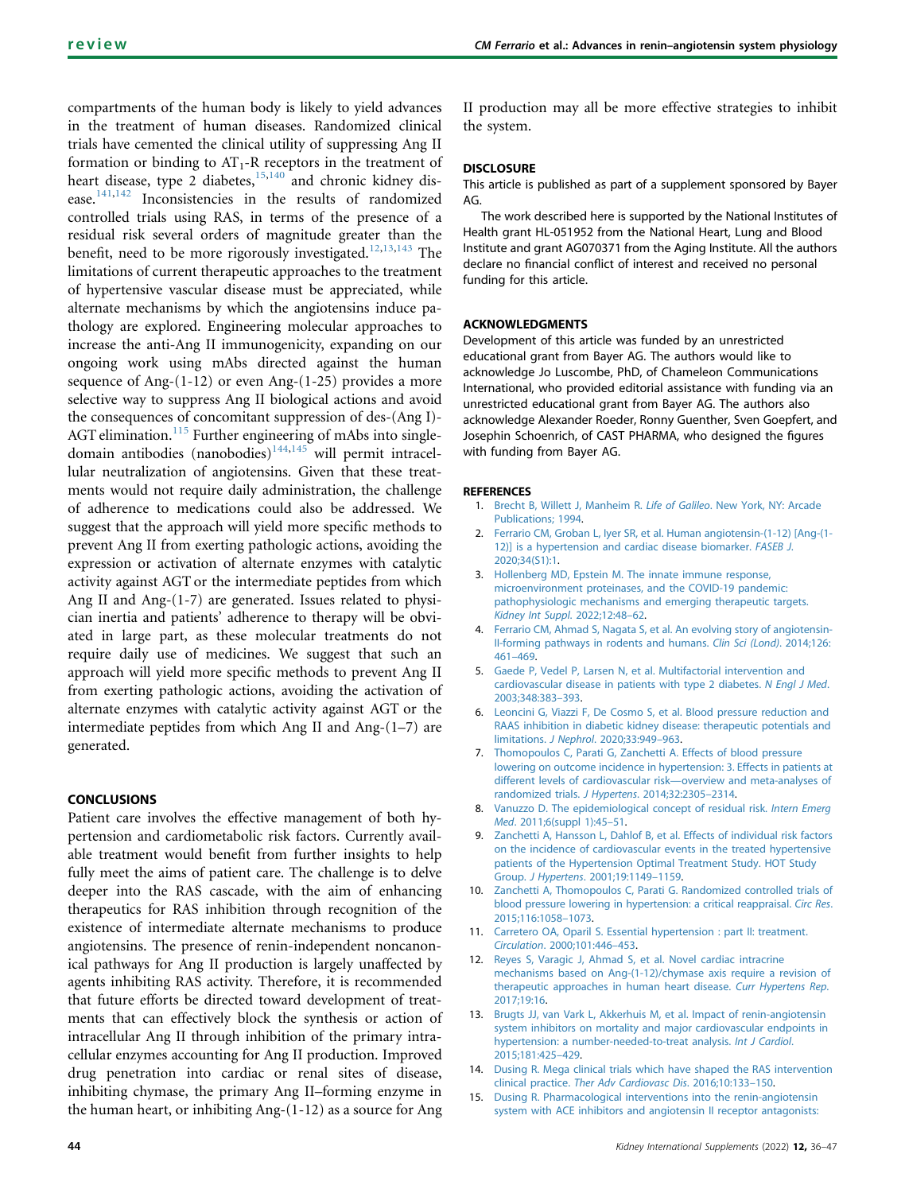compartments of the human body is likely to yield advances in the treatment of human diseases. Randomized clinical trials have cemented the clinical utility of suppressing Ang II formation or binding to $AT_1$-R receptors in the treatment of heart disease, type 2 diabetes,[15,140] and chronic kidney disease.[141,142] Inconsistencies in the results of randomized controlled trials using RAS, in terms of the presence of a residual risk several orders of magnitude greater than the benefit, need to be more rigorously investigated.[12,13,143] The limitations of current therapeutic approaches to the treatment of hypertensive vascular disease must be appreciated, while alternate mechanisms by which the angiotensins induce pathology are explored. Engineering molecular approaches to increase the anti-Ang II immunogenicity, expanding on our ongoing work using mAbs directed against the human sequence of Ang-(1-12) or even Ang-(1-25) provides a more selective way to suppress Ang II biological actions and avoid the consequences of concomitant suppression of des-(Ang I)-AGT elimination.[115] Further engineering of mAbs into single-domain antibodies (nanobodies)[144,145] will permit intracellular neutralization of angiotensins. Given that these treatments would not require daily administration, the challenge of adherence to medications could also be addressed. We suggest that the approach will yield more specific methods to prevent Ang II from exerting pathologic actions, avoiding the expression or activation of alternate enzymes with catalytic activity against AGT or the intermediate peptides from which Ang II and Ang-(1-7) are generated. Issues related to physician inertia and patients' adherence to therapy will be obviated in large part, as these molecular treatments do not require daily use of medicines. We suggest that such an approach will yield more specific methods to prevent Ang II from exerting pathologic actions, avoiding the activation of alternate enzymes with catalytic activity against AGT or the intermediate peptides from which Ang II and Ang-(1–7) are generated.

## CONCLUSIONS

Patient care involves the effective management of both hypertension and cardiometabolic risk factors. Currently available treatment would benefit from further insights to help fully meet the aims of patient care. The challenge is to delve deeper into the RAS cascade, with the aim of enhancing therapeutics for RAS inhibition through recognition of the existence of intermediate alternate mechanisms to produce angiotensins. The presence of renin-independent noncanonical pathways for Ang II production is largely unaffected by agents inhibiting RAS activity. Therefore, it is recommended that future efforts be directed toward development of treatments that can effectively block the synthesis or action of intracellular Ang II through inhibition of the primary intracellular enzymes accounting for Ang II production. Improved drug penetration into cardiac or renal sites of disease, inhibiting chymase, the primary Ang II–forming enzyme in the human heart, or inhibiting Ang-(1-12) as a source for Ang II production may all be more effective strategies to inhibit the system.

## DISCLOSURE

This article is published as part of a supplement sponsored by Bayer AG.

The work described here is supported by the National Institutes of Health grant HL-051952 from the National Heart, Lung and Blood Institute and grant AG070371 from the Aging Institute. All the authors declare no financial conflict of interest and received no personal funding for this article.

## ACKNOWLEDGMENTS

Development of this article was funded by an unrestricted educational grant from Bayer AG. The authors would like to acknowledge Jo Luscombe, PhD, of Chameleon Communications International, who provided editorial assistance with funding via an unrestricted educational grant from Bayer AG. The authors also acknowledge Alexander Roeder, Ronny Guenther, Sven Goepfert, and Josephin Schoenrich, of CAST PHARMA, who designed the figures with funding from Bayer AG.

## REFERENCES

1. Brecht B, Willett J, Manheim R. *Life of Galileo*. New York, NY: Arcade Publications; 1994.
2. Ferrario CM, Groban L, Iyer SR, et al. Human angiotensin-(1-12) [Ang-(1-12)] is a hypertension and cardiac disease biomarker. *FASEB J*. 2020;34(S1):1.
3. Hollenberg MD, Epstein M. The innate immune response, microenvironment proteinases, and the COVID-19 pandemic: pathophysiologic mechanisms and emerging therapeutic targets. *Kidney Int Suppl*. 2022;12:48–62.
4. Ferrario CM, Ahmad S, Nagata S, et al. An evolving story of angiotensin-II-forming pathways in rodents and humans. *Clin Sci (Lond)*. 2014;126: 461–469.
5. Gaede P, Vedel P, Larsen N, et al. Multifactorial intervention and cardiovascular disease in patients with type 2 diabetes. *N Engl J Med*. 2003;348:383–393.
6. Leoncini G, Viazzi F, De Cosmo S, et al. Blood pressure reduction and RAAS inhibition in diabetic kidney disease: therapeutic potentials and limitations. *J Nephrol*. 2020;33:949–963.
7. Thomopoulos C, Parati G, Zanchetti A. Effects of blood pressure lowering on outcome incidence in hypertension: 3. Effects in patients at different levels of cardiovascular risk—overview and meta-analyses of randomized trials. *J Hypertens*. 2014;32:2305–2314.
8. Vanuzzo D. The epidemiological concept of residual risk. *Intern Emerg Med*. 2011;6(suppl 1):45–51.
9. Zanchetti A, Hansson L, Dahlof B, et al. Effects of individual risk factors on the incidence of cardiovascular events in the treated hypertensive patients of the Hypertension Optimal Treatment Study. HOT Study Group. *J Hypertens*. 2001;19:1149–1159.
10. Zanchetti A, Thomopoulos C, Parati G. Randomized controlled trials of blood pressure lowering in hypertension: a critical reappraisal. *Circ Res*. 2015;116:1058–1073.
11. Carretero OA, Oparil S. Essential hypertension : part II: treatment. *Circulation*. 2000;101:446–453.
12. Reyes S, Varagic J, Ahmad S, et al. Novel cardiac intracrine mechanisms based on Ang-(1-12)/chymase axis require a revision of therapeutic approaches in human heart disease. *Curr Hypertens Rep*. 2017;19:16.
13. Brugts JJ, van Vark L, Akkerhuis M, et al. Impact of renin-angiotensin system inhibitors on mortality and major cardiovascular endpoints in hypertension: a number-needed-to-treat analysis. *Int J Cardiol*. 2015;181:425–429.
14. Dusing R. Mega clinical trials which have shaped the RAS intervention clinical practice. *Ther Adv Cardiovasc Dis*. 2016;10:133–150.
15. Dusing R. Pharmacological interventions into the renin-angiotensin system with ACE inhibitors and angiotensin II receptor antagonists: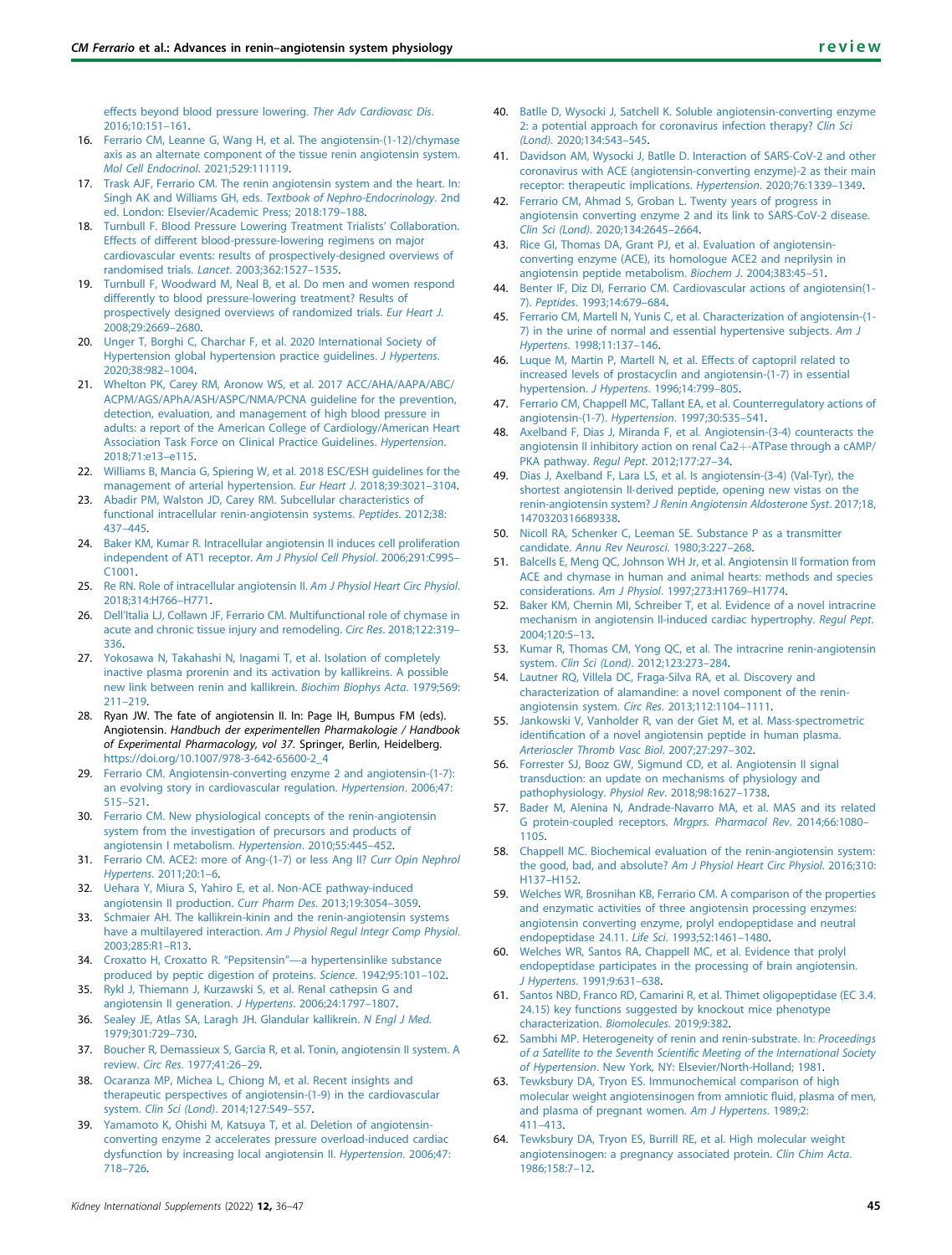effects beyond blood pressure lowering. *Ther Adv Cardiovasc Dis*. 2016;10:151–161.

16. Ferrario CM, Leanne G, Wang H, et al. The angiotensin-(1-12)/chymase axis as an alternate component of the tissue renin angiotensin system. *Mol Cell Endocrinol*. 2021;529:111119.
17. Trask AJF, Ferrario CM. The renin angiotensin system and the heart. In: Singh AK and Williams GH, eds. *Textbook of Nephro-Endocrinology*. 2nd ed. London: Elsevier/Academic Press; 2018:179–188.
18. Turnbull F. Blood Pressure Lowering Treatment Trialists' Collaboration. Effects of different blood-pressure-lowering regimens on major cardiovascular events: results of prospectively-designed overviews of randomised trials. *Lancet*. 2003;362:1527–1535.
19. Turnbull F, Woodward M, Neal B, et al. Do men and women respond differently to blood pressure-lowering treatment? Results of prospectively designed overviews of randomized trials. *Eur Heart J*. 2008;29:2669–2680.
20. Unger T, Borghi C, Charchar F, et al. 2020 International Society of Hypertension global hypertension practice guidelines. *J Hypertens*. 2020;38:982–1004.
21. Whelton PK, Carey RM, Aronow WS, et al. 2017 ACC/AHA/AAPA/ABC/ACPM/AGS/APhA/ASH/ASPC/NMA/PCNA guideline for the prevention, detection, evaluation, and management of high blood pressure in adults: a report of the American College of Cardiology/American Heart Association Task Force on Clinical Practice Guidelines. *Hypertension*. 2018;71:e13–e115.
22. Williams B, Mancia G, Spiering W, et al. 2018 ESC/ESH guidelines for the management of arterial hypertension. *Eur Heart J*. 2018;39:3021–3104.
23. Abadir PM, Walston JD, Carey RM. Subcellular characteristics of functional intracellular renin-angiotensin systems. *Peptides*. 2012;38:437–445.
24. Baker KM, Kumar R. Intracellular angiotensin II induces cell proliferation independent of AT1 receptor. *Am J Physiol Cell Physiol*. 2006;291:C995–C1001.
25. Re RN. Role of intracellular angiotensin II. *Am J Physiol Heart Circ Physiol*. 2018;314:H766–H771.
26. Dell'Italia LJ, Collawn JF, Ferrario CM. Multifunctional role of chymase in acute and chronic tissue injury and remodeling. *Circ Res*. 2018;122:319–336.
27. Yokosawa N, Takahashi N, Inagami T, et al. Isolation of completely inactive plasma prorenin and its activation by kallikreins. A possible new link between renin and kallikrein. *Biochim Biophys Acta*. 1979;569:211–219.
28. Ryan JW. The fate of angiotensin II. In: Page IH, Bumpus FM (eds). Angiotensin. *Handbuch der experimentellen Pharmakologie / Handbook of Experimental Pharmacology, vol 37*. Springer, Berlin, Heidelberg. https://doi.org/10.1007/978-3-642-65600-2_4
29. Ferrario CM. Angiotensin-converting enzyme 2 and angiotensin-(1-7): an evolving story in cardiovascular regulation. *Hypertension*. 2006;47:515–521.
30. Ferrario CM. New physiological concepts of the renin-angiotensin system from the investigation of precursors and products of angiotensin I metabolism. *Hypertension*. 2010;55:445–452.
31. Ferrario CM. ACE2: more of Ang-(1-7) or less Ang II? *Curr Opin Nephrol Hypertens*. 2011;20:1–6.
32. Uehara Y, Miura S, Yahiro E, et al. Non-ACE pathway-induced angiotensin II production. *Curr Pharm Des*. 2013;19:3054–3059.
33. Schmaier AH. The kallikrein-kinin and the renin-angiotensin systems have a multilayered interaction. *Am J Physiol Regul Integr Comp Physiol*. 2003;285:R1–R13.
34. Croxatto H, Croxatto R. "Pepsitensin"—a hypertensinlike substance produced by peptic digestion of proteins. *Science*. 1942;95:101–102.
35. Rykl J, Thiemann J, Kurzawski S, et al. Renal cathepsin G and angiotensin II generation. *J Hypertens*. 2006;24:1797–1807.
36. Sealey JE, Atlas SA, Laragh JH. Glandular kallikrein. *N Engl J Med*. 1979;301:729–730.
37. Boucher R, Demassieux S, Garcia R, et al. Tonin, angiotensin II system. A review. *Circ Res*. 1977;41:26–29.
38. Ocaranza MP, Michea L, Chiong M, et al. Recent insights and therapeutic perspectives of angiotensin-(1-9) in the cardiovascular system. *Clin Sci (Lond)*. 2014;127:549–557.
39. Yamamoto K, Ohishi M, Katsuya T, et al. Deletion of angiotensin-converting enzyme 2 accelerates pressure overload-induced cardiac dysfunction by increasing local angiotensin II. *Hypertension*. 2006;47:718–726.
40. Batlle D, Wysocki J, Satchell K. Soluble angiotensin-converting enzyme 2: a potential approach for coronavirus infection therapy? *Clin Sci (Lond)*. 2020;134:543–545.
41. Davidson AM, Wysocki J, Batlle D. Interaction of SARS-CoV-2 and other coronavirus with ACE (angiotensin-converting enzyme)-2 as their main receptor: therapeutic implications. *Hypertension*. 2020;76:1339–1349.
42. Ferrario CM, Ahmad S, Groban L. Twenty years of progress in angiotensin converting enzyme 2 and its link to SARS-CoV-2 disease. *Clin Sci (Lond)*. 2020;134:2645–2664.
43. Rice GI, Thomas DA, Grant PJ, et al. Evaluation of angiotensin-converting enzyme (ACE), its homologue ACE2 and neprilysin in angiotensin peptide metabolism. *Biochem J*. 2004;383:45–51.
44. Benter IF, Diz DI, Ferrario CM. Cardiovascular actions of angiotensin(1-7). *Peptides*. 1993;14:679–684.
45. Ferrario CM, Martell N, Yunis C, et al. Characterization of angiotensin-(1-7) in the urine of normal and essential hypertensive subjects. *Am J Hypertens*. 1998;11:137–146.
46. Luque M, Martin P, Martell N, et al. Effects of captopril related to increased levels of prostacyclin and angiotensin-(1-7) in essential hypertension. *J Hypertens*. 1996;14:799–805.
47. Ferrario CM, Chappell MC, Tallant EA, et al. Counterregulatory actions of angiotensin-(1-7). *Hypertension*. 1997;30:535–541.
48. Axelband F, Dias J, Miranda F, et al. Angiotensin-(3-4) counteracts the angiotensin II inhibitory action on renal $Ca2+$-ATPase through a cAMP/PKA pathway. *Regul Pept*. 2012;177:27–34.
49. Dias J, Axelband F, Lara LS, et al. Is angiotensin-(3-4) (Val-Tyr), the shortest angiotensin II-derived peptide, opening new vistas on the renin-angiotensin system? *J Renin Angiotensin Aldosterone Syst*. 2017;18, 1470320316689338.
50. Nicoll RA, Schenker C, Leeman SE. Substance P as a transmitter candidate. *Annu Rev Neurosci*. 1980;3:227–268.
51. Balcells E, Meng QC, Johnson WH Jr, et al. Angiotensin II formation from ACE and chymase in human and animal hearts: methods and species considerations. *Am J Physiol*. 1997;273:H1769–H1774.
52. Baker KM, Chernin MI, Schreiber T, et al. Evidence of a novel intracrine mechanism in angiotensin II-induced cardiac hypertrophy. *Regul Pept*. 2004;120:5–13.
53. Kumar R, Thomas CM, Yong QC, et al. The intracrine renin-angiotensin system. *Clin Sci (Lond)*. 2012;123:273–284.
54. Lautner RQ, Villela DC, Fraga-Silva RA, et al. Discovery and characterization of alamandine: a novel component of the renin-angiotensin system. *Circ Res*. 2013;112:1104–1111.
55. Jankowski V, Vanholder R, van der Giet M, et al. Mass-spectrometric identification of a novel angiotensin peptide in human plasma. *Arterioscler Thromb Vasc Biol*. 2007;27:297–302.
56. Forrester SJ, Booz GW, Sigmund CD, et al. Angiotensin II signal transduction: an update on mechanisms of physiology and pathophysiology. *Physiol Rev*. 2018;98:1627–1738.
57. Bader M, Alenina N, Andrade-Navarro MA, et al. MAS and its related G protein-coupled receptors. *Mrgprs. Pharmacol Rev*. 2014;66:1080–1105.
58. Chappell MC. Biochemical evaluation of the renin-angiotensin system: the good, bad, and absolute? *Am J Physiol Heart Circ Physiol*. 2016;310:H137–H152.
59. Welches WR, Brosnihan KB, Ferrario CM. A comparison of the properties and enzymatic activities of three angiotensin processing enzymes: angiotensin converting enzyme, prolyl endopeptidase and neutral endopeptidase 24.11. *Life Sci*. 1993;52:1461–1480.
60. Welches WR, Santos RA, Chappell MC, et al. Evidence that prolyl endopeptidase participates in the processing of brain angiotensin. *J Hypertens*. 1991;9:631–638.
61. Santos NBD, Franco RD, Camarini R, et al. Thimet oligopeptidase (EC 3.4.24.15) key functions suggested by knockout mice phenotype characterization. *Biomolecules*. 2019;9:382.
62. Sambhi MP. Heterogeneity of renin and renin-substrate. In: *Proceedings of a Satellite to the Seventh Scientific Meeting of the International Society of Hypertension*. New York, NY: Elsevier/North-Holland; 1981.
63. Tewksbury DA, Tryon ES. Immunochemical comparison of high molecular weight angiotensinogen from amniotic fluid, plasma of men, and plasma of pregnant women. *Am J Hypertens*. 1989;2:411–413.
64. Tewksbury DA, Tryon ES, Burrill RE, et al. High molecular weight angiotensinogen: a pregnancy associated protein. *Clin Chim Acta*. 1986;158:7–12.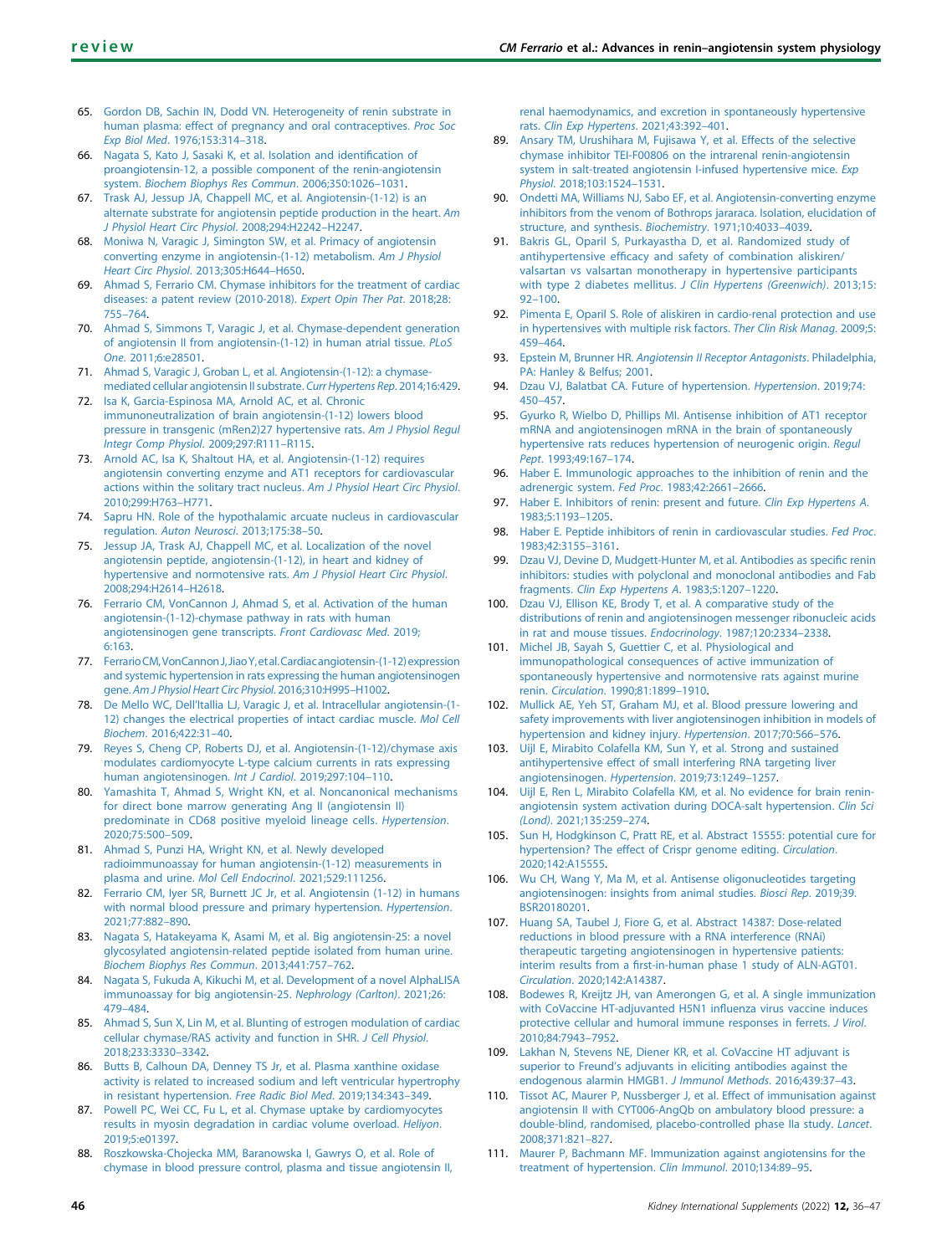65. Gordon DB, Sachin IN, Dodd VN. Heterogeneity of renin substrate in human plasma: effect of pregnancy and oral contraceptives. *Proc Soc Exp Biol Med*. 1976;153:314–318.
66. Nagata S, Kato J, Sasaki K, et al. Isolation and identification of proangiotensin-12, a possible component of the renin-angiotensin system. *Biochem Biophys Res Commun*. 2006;350:1026–1031.
67. Trask AJ, Jessup JA, Chappell MC, et al. Angiotensin-(1-12) is an alternate substrate for angiotensin peptide production in the heart. *Am J Physiol Heart Circ Physiol*. 2008;294:H2242–H2247.
68. Moniwa N, Varagic J, Simington SW, et al. Primacy of angiotensin converting enzyme in angiotensin-(1-12) metabolism. *Am J Physiol Heart Circ Physiol*. 2013;305:H644–H650.
69. Ahmad S, Ferrario CM. Chymase inhibitors for the treatment of cardiac diseases: a patent review (2010-2018). *Expert Opin Ther Pat*. 2018;28:755–764.
70. Ahmad S, Simmons T, Varagic J, et al. Chymase-dependent generation of angiotensin II from angiotensin-(1-12) in human atrial tissue. *PLoS One*. 2011;6:e28501.
71. Ahmad S, Varagic J, Groban L, et al. Angiotensin-(1-12): a chymase-mediated cellular angiotensin II substrate. *Curr Hypertens Rep*. 2014;16:429.
72. Isa K, Garcia-Espinosa MA, Arnold AC, et al. Chronic immunoneutralization of brain angiotensin-(1-12) lowers blood pressure in transgenic (mRen2)27 hypertensive rats. *Am J Physiol Regul Integr Comp Physiol*. 2009;297:R111–R115.
73. Arnold AC, Isa K, Shaltout HA, et al. Angiotensin-(1-12) requires angiotensin converting enzyme and AT1 receptors for cardiovascular actions within the solitary tract nucleus. *Am J Physiol Heart Circ Physiol*. 2010;299:H763–H771.
74. Sapru HN. Role of the hypothalamic arcuate nucleus in cardiovascular regulation. *Auton Neurosci*. 2013;175:38–50.
75. Jessup JA, Trask AJ, Chappell MC, et al. Localization of the novel angiotensin peptide, angiotensin-(1-12), in heart and kidney of hypertensive and normotensive rats. *Am J Physiol Heart Circ Physiol*. 2008;294:H2614–H2618.
76. Ferrario CM, VonCannon J, Ahmad S, et al. Activation of the human angiotensin-(1-12)-chymase pathway in rats with human angiotensinogen gene transcripts. *Front Cardiovasc Med*. 2019;6:163.
77. Ferrario CM, VonCannon J, Jiao Y, et al. Cardiac angiotensin-(1-12) expression and systemic hypertension in rats expressing the human angiotensinogen gene. *Am J Physiol Heart Circ Physiol*. 2016;310:H995–H1002.
78. De Mello WC, Dell'Itallia LJ, Varagic J, et al. Intracellular angiotensin-(1-12) changes the electrical properties of intact cardiac muscle. *Mol Cell Biochem*. 2016;422:31–40.
79. Reyes S, Cheng CP, Roberts DJ, et al. Angiotensin-(1-12)/chymase axis modulates cardiomyocyte L-type calcium currents in rats expressing human angiotensinogen. *Int J Cardiol*. 2019;297:104–110.
80. Yamashita T, Ahmad S, Wright KN, et al. Noncanonical mechanisms for direct bone marrow generating Ang II (angiotensin II) predominate in CD68 positive myeloid lineage cells. *Hypertension*. 2020;75:500–509.
81. Ahmad S, Punzi HA, Wright KN, et al. Newly developed radioimmunoassay for human angiotensin-(1-12) measurements in plasma and urine. *Mol Cell Endocrinol*. 2021;529:111256.
82. Ferrario CM, Iyer SR, Burnett JC Jr, et al. Angiotensin (1-12) in humans with normal blood pressure and primary hypertension. *Hypertension*. 2021;77:882–890.
83. Nagata S, Hatakeyama K, Asami M, et al. Big angiotensin-25: a novel glycosylated angiotensin-related peptide isolated from human urine. *Biochem Biophys Res Commun*. 2013;441:757–762.
84. Nagata S, Fukuda A, Kikuchi M, et al. Development of a novel AlphaLISA immunoassay for big angiotensin-25. *Nephrology (Carlton)*. 2021;26:479–484.
85. Ahmad S, Sun X, Lin M, et al. Blunting of estrogen modulation of cardiac cellular chymase/RAS activity and function in SHR. *J Cell Physiol*. 2018;233:3330–3342.
86. Butts B, Calhoun DA, Denney TS Jr, et al. Plasma xanthine oxidase activity is related to increased sodium and left ventricular hypertrophy in resistant hypertension. *Free Radic Biol Med*. 2019;134:343–349.
87. Powell PC, Wei CC, Fu L, et al. Chymase uptake by cardiomyocytes results in myosin degradation in cardiac volume overload. *Heliyon*. 2019;5:e01397.
88. Roszkowska-Chojecka MM, Baranowska I, Gawrys O, et al. Role of chymase in blood pressure control, plasma and tissue angiotensin II, renal haemodynamics, and excretion in spontaneously hypertensive rats. *Clin Exp Hypertens*. 2021;43:392–401.
89. Ansary TM, Urushihara M, Fujisawa Y, et al. Effects of the selective chymase inhibitor TEI-F00806 on the intrarenal renin-angiotensin system in salt-treated angiotensin I-infused hypertensive mice. *Exp Physiol*. 2018;103:1524–1531.
90. Ondetti MA, Williams NJ, Sabo EF, et al. Angiotensin-converting enzyme inhibitors from the venom of Bothrops jararaca. Isolation, elucidation of structure, and synthesis. *Biochemistry*. 1971;10:4033–4039.
91. Bakris GL, Oparil S, Purkayastha D, et al. Randomized study of antihypertensive efficacy and safety of combination aliskiren/valsartan vs valsartan monotherapy in hypertensive participants with type 2 diabetes mellitus. *J Clin Hypertens (Greenwich)*. 2013;15:92–100.
92. Pimenta E, Oparil S. Role of aliskiren in cardio-renal protection and use in hypertensives with multiple risk factors. *Ther Clin Risk Manag*. 2009;5:459–464.
93. Epstein M, Brunner HR. *Angiotensin II Receptor Antagonists*. Philadelphia, PA: Hanley & Belfus; 2001.
94. Dzau VJ, Balatbat CA. Future of hypertension. *Hypertension*. 2019;74:450–457.
95. Gyurko R, Wielbo D, Phillips MI. Antisense inhibition of AT1 receptor mRNA and angiotensinogen mRNA in the brain of spontaneously hypertensive rats reduces hypertension of neurogenic origin. *Regul Pept*. 1993;49:167–174.
96. Haber E. Immunologic approaches to the inhibition of renin and the adrenergic system. *Fed Proc*. 1983;42:2661–2666.
97. Haber E. Inhibitors of renin: present and future. *Clin Exp Hypertens A*. 1983;5:1193–1205.
98. Haber E. Peptide inhibitors of renin in cardiovascular studies. *Fed Proc*. 1983;42:3155–3161.
99. Dzau VJ, Devine D, Mudgett-Hunter M, et al. Antibodies as specific renin inhibitors: studies with polyclonal and monoclonal antibodies and Fab fragments. *Clin Exp Hypertens A*. 1983;5:1207–1220.
100. Dzau VJ, Ellison KE, Brody T, et al. A comparative study of the distributions of renin and angiotensinogen messenger ribonucleic acids in rat and mouse tissues. *Endocrinology*. 1987;120:2334–2338.
101. Michel JB, Sayah S, Guettier C, et al. Physiological and immunopathological consequences of active immunization of spontaneously hypertensive and normotensive rats against murine renin. *Circulation*. 1990;81:1899–1910.
102. Mullick AE, Yeh ST, Graham MJ, et al. Blood pressure lowering and safety improvements with liver angiotensinogen inhibition in models of hypertension and kidney injury. *Hypertension*. 2017;70:566–576.
103. Uijl E, Mirabito Colafella KM, Sun Y, et al. Strong and sustained antihypertensive effect of small interfering RNA targeting liver angiotensinogen. *Hypertension*. 2019;73:1249–1257.
104. Uijl E, Ren L, Mirabito Colafella KM, et al. No evidence for brain renin-angiotensin system activation during DOCA-salt hypertension. *Clin Sci (Lond)*. 2021;135:259–274.
105. Sun H, Hodgkinson C, Pratt RE, et al. Abstract 15555: potential cure for hypertension? The effect of Crispr genome editing. *Circulation*. 2020;142:A15555.
106. Wu CH, Wang Y, Ma M, et al. Antisense oligonucleotides targeting angiotensinogen: insights from animal studies. *Biosci Rep*. 2019;39. BSR20180201.
107. Huang SA, Taubel J, Fiore G, et al. Abstract 14387: Dose-related reductions in blood pressure with a RNA interference (RNAi) therapeutic targeting angiotensinogen in hypertensive patients: interim results from a first-in-human phase 1 study of ALN-AGT01. *Circulation*. 2020;142:A14387.
108. Bodewes R, Kreijtz JH, van Amerongen G, et al. A single immunization with CoVaccine HT-adjuvanted H5N1 influenza virus vaccine induces protective cellular and humoral immune responses in ferrets. *J Virol*. 2010;84:7943–7952.
109. Lakhan N, Stevens NE, Diener KR, et al. CoVaccine HT adjuvant is superior to Freund's adjuvants in eliciting antibodies against the endogenous alarmin HMGB1. *J Immunol Methods*. 2016;439:37–43.
110. Tissot AC, Maurer P, Nussberger J, et al. Effect of immunisation against angiotensin II with CYT006-AngQb on ambulatory blood pressure: a double-blind, randomised, placebo-controlled phase IIa study. *Lancet*. 2008;371:821–827.
111. Maurer P, Bachmann MF. Immunization against angiotensins for the treatment of hypertension. *Clin Immunol*. 2010;134:89–95.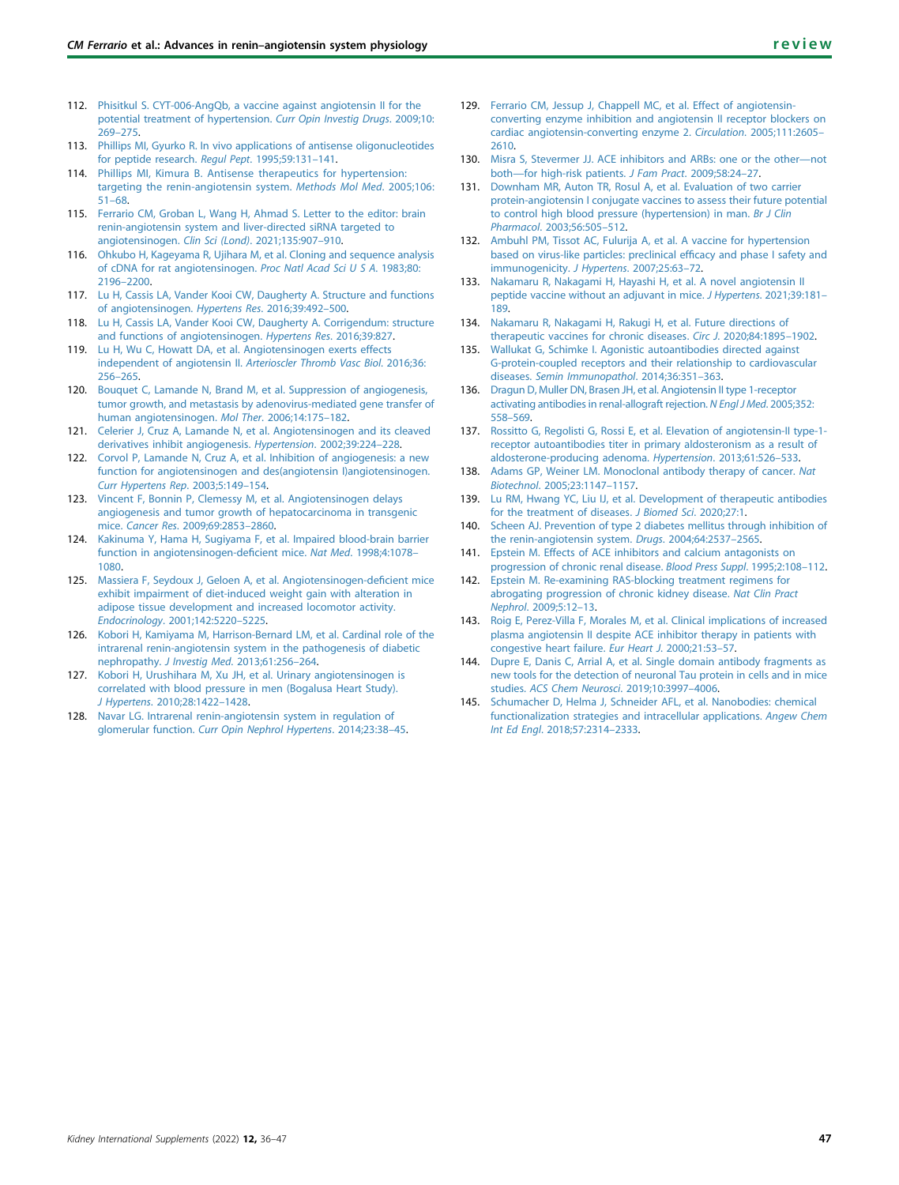112. Phisitkul S. CYT-006-AngQb, a vaccine against angiotensin II for the potential treatment of hypertension. *Curr Opin Investig Drugs*. 2009;10: 269–275.
113. Phillips MI, Gyurko R. In vivo applications of antisense oligonucleotides for peptide research. *Regul Pept*. 1995;59:131–141.
114. Phillips MI, Kimura B. Antisense therapeutics for hypertension: targeting the renin-angiotensin system. *Methods Mol Med*. 2005;106: 51–68.
115. Ferrario CM, Groban L, Wang H, Ahmad S. Letter to the editor: brain renin-angiotensin system and liver-directed siRNA targeted to angiotensinogen. *Clin Sci (Lond)*. 2021;135:907–910.
116. Ohkubo H, Kageyama R, Ujihara M, et al. Cloning and sequence analysis of cDNA for rat angiotensinogen. *Proc Natl Acad Sci U S A*. 1983;80: 2196–2200.
117. Lu H, Cassis LA, Vander Kooi CW, Daugherty A. Structure and functions of angiotensinogen. *Hypertens Res*. 2016;39:492–500.
118. Lu H, Cassis LA, Vander Kooi CW, Daugherty A. Corrigendum: structure and functions of angiotensinogen. *Hypertens Res*. 2016;39:827.
119. Lu H, Wu C, Howatt DA, et al. Angiotensinogen exerts effects independent of angiotensin II. *Arterioscler Thromb Vasc Biol*. 2016;36: 256–265.
120. Bouquet C, Lamande N, Brand M, et al. Suppression of angiogenesis, tumor growth, and metastasis by adenovirus-mediated gene transfer of human angiotensinogen. *Mol Ther*. 2006;14:175–182.
121. Celerier J, Cruz A, Lamande N, et al. Angiotensinogen and its cleaved derivatives inhibit angiogenesis. *Hypertension*. 2002;39:224–228.
122. Corvol P, Lamande N, Cruz A, et al. Inhibition of angiogenesis: a new function for angiotensinogen and des(angiotensin I)angiotensinogen. *Curr Hypertens Rep*. 2003;5:149–154.
123. Vincent F, Bonnin P, Clemessy M, et al. Angiotensinogen delays angiogenesis and tumor growth of hepatocarcinoma in transgenic mice. *Cancer Res*. 2009;69:2853–2860.
124. Kakinuma Y, Hama H, Sugiyama F, et al. Impaired blood-brain barrier function in angiotensinogen-deficient mice. *Nat Med*. 1998;4:1078–1080.
125. Massiera F, Seydoux J, Geloen A, et al. Angiotensinogen-deficient mice exhibit impairment of diet-induced weight gain with alteration in adipose tissue development and increased locomotor activity. *Endocrinology*. 2001;142:5220–5225.
126. Kobori H, Kamiyama M, Harrison-Bernard LM, et al. Cardinal role of the intrarenal renin-angiotensin system in the pathogenesis of diabetic nephropathy. *J Investig Med*. 2013;61:256–264.
127. Kobori H, Urushihara M, Xu JH, et al. Urinary angiotensinogen is correlated with blood pressure in men (Bogalusa Heart Study). *J Hypertens*. 2010;28:1422–1428.
128. Navar LG. Intrarenal renin-angiotensin system in regulation of glomerular function. *Curr Opin Nephrol Hypertens*. 2014;23:38–45.
129. Ferrario CM, Jessup J, Chappell MC, et al. Effect of angiotensin-converting enzyme inhibition and angiotensin II receptor blockers on cardiac angiotensin-converting enzyme 2. *Circulation*. 2005;111:2605–2610.
130. Misra S, Stevermer JJ. ACE inhibitors and ARBs: one or the other—not both—for high-risk patients. *J Fam Pract*. 2009;58:24–27.
131. Downham MR, Auton TR, Rosul A, et al. Evaluation of two carrier protein-angiotensin I conjugate vaccines to assess their future potential to control high blood pressure (hypertension) in man. *Br J Clin Pharmacol*. 2003;56:505–512.
132. Ambuhl PM, Tissot AC, Fulurija A, et al. A vaccine for hypertension based on virus-like particles: preclinical efficacy and phase I safety and immunogenicity. *J Hypertens*. 2007;25:63–72.
133. Nakamaru R, Nakagami H, Hayashi H, et al. A novel angiotensin II peptide vaccine without an adjuvant in mice. *J Hypertens*. 2021;39:181–189.
134. Nakamaru R, Nakagami H, Rakugi H, et al. Future directions of therapeutic vaccines for chronic diseases. *Circ J*. 2020;84:1895–1902.
135. Wallukat G, Schimke I. Agonistic autoantibodies directed against G-protein-coupled receptors and their relationship to cardiovascular diseases. *Semin Immunopathol*. 2014;36:351–363.
136. Dragun D, Muller DN, Brasen JH, et al. Angiotensin II type 1-receptor activating antibodies in renal-allograft rejection. *N Engl J Med*. 2005;352: 558–569.
137. Rossitto G, Regolisti G, Rossi E, et al. Elevation of angiotensin-II type-1-receptor autoantibodies titer in primary aldosteronism as a result of aldosterone-producing adenoma. *Hypertension*. 2013;61:526–533.
138. Adams GP, Weiner LM. Monoclonal antibody therapy of cancer. *Nat Biotechnol*. 2005;23:1147–1157.
139. Lu RM, Hwang YC, Liu IJ, et al. Development of therapeutic antibodies for the treatment of diseases. *J Biomed Sci*. 2020;27:1.
140. Scheen AJ. Prevention of type 2 diabetes mellitus through inhibition of the renin-angiotensin system. *Drugs*. 2004;64:2537–2565.
141. Epstein M. Effects of ACE inhibitors and calcium antagonists on progression of chronic renal disease. *Blood Press Suppl*. 1995;2:108–112.
142. Epstein M. Re-examining RAS-blocking treatment regimens for abrogating progression of chronic kidney disease. *Nat Clin Pract Nephrol*. 2009;5:12–13.
143. Roig E, Perez-Villa F, Morales M, et al. Clinical implications of increased plasma angiotensin II despite ACE inhibitor therapy in patients with congestive heart failure. *Eur Heart J*. 2000;21:53–57.
144. Dupre E, Danis C, Arrial A, et al. Single domain antibody fragments as new tools for the detection of neuronal Tau protein in cells and in mice studies. *ACS Chem Neurosci*. 2019;10:3997–4006.
145. Schumacher D, Helma J, Schneider AFL, et al. Nanobodies: chemical functionalization strategies and intracellular applications. *Angew Chem Int Ed Engl*. 2018;57:2314–2333.